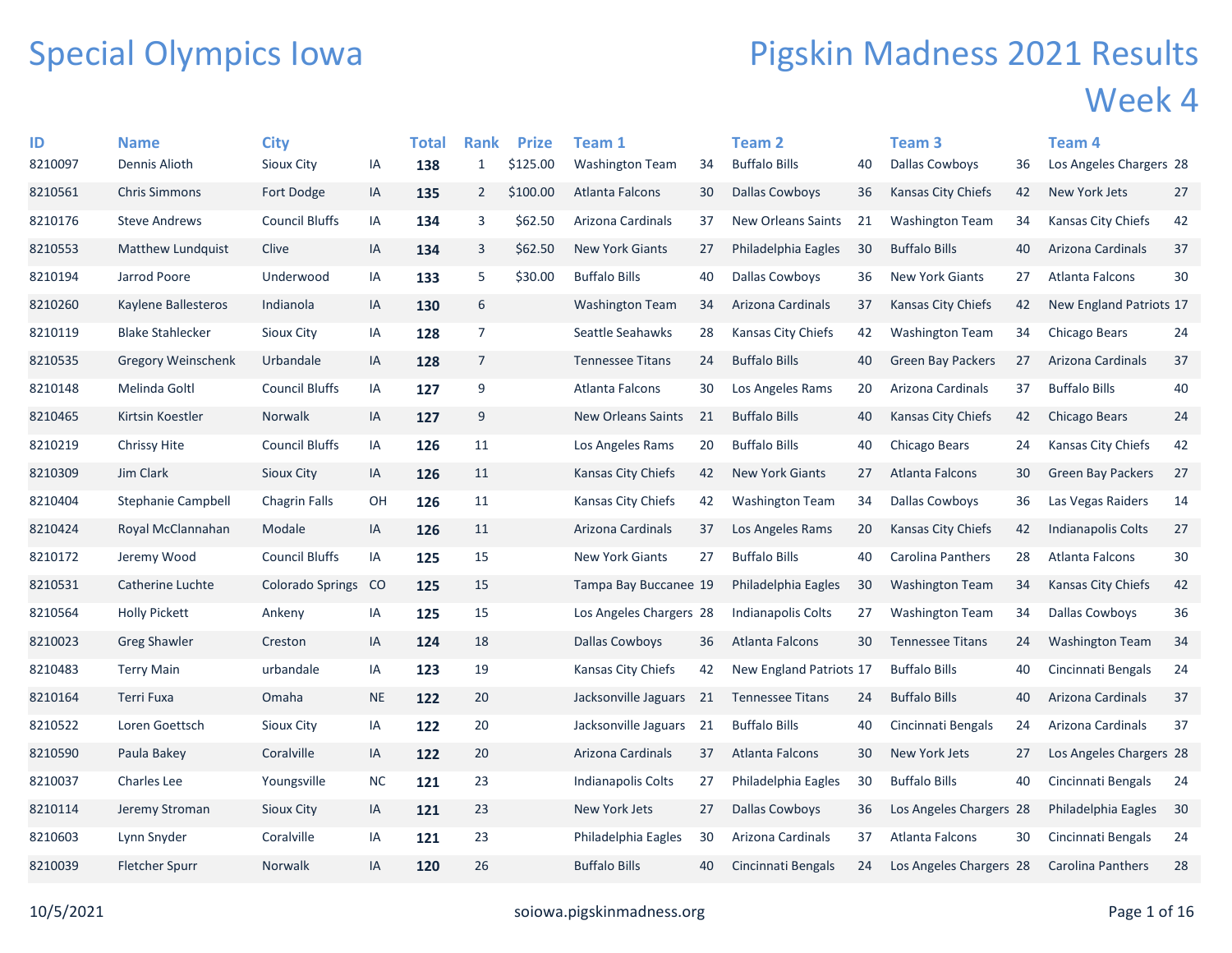# Special Olympics Iowa

# Pigskin Madness 2021 Results

## Week 4

| ID | Name | City | | Total | Rank | Prize | Team 1 | | Team 2 | | Team 3 | | Team 4 | |
|---|---|---|---|---|---|---|---|---|---|---|---|---|---|---|
| 8210097 | Dennis Alioth | Sioux City | IA | **138** | 1 | $125.00 | Washington Team | 34 | Buffalo Bills | 40 | Dallas Cowboys | 36 | Los Angeles Chargers | 28 |
| 8210561 | Chris Simmons | Fort Dodge | IA | **135** | 2 | $100.00 | Atlanta Falcons | 30 | Dallas Cowboys | 36 | Kansas City Chiefs | 42 | New York Jets | 27 |
| 8210176 | Steve Andrews | Council Bluffs | IA | **134** | 3 | $62.50 | Arizona Cardinals | 37 | New Orleans Saints | 21 | Washington Team | 34 | Kansas City Chiefs | 42 |
| 8210553 | Matthew Lundquist | Clive | IA | **134** | 3 | $62.50 | New York Giants | 27 | Philadelphia Eagles | 30 | Buffalo Bills | 40 | Arizona Cardinals | 37 |
| 8210194 | Jarrod Poore | Underwood | IA | **133** | 5 | $30.00 | Buffalo Bills | 40 | Dallas Cowboys | 36 | New York Giants | 27 | Atlanta Falcons | 30 |
| 8210260 | Kaylene Ballesteros | Indianola | IA | **130** | 6 | | Washington Team | 34 | Arizona Cardinals | 37 | Kansas City Chiefs | 42 | New England Patriots | 17 |
| 8210119 | Blake Stahlecker | Sioux City | IA | **128** | 7 | | Seattle Seahawks | 28 | Kansas City Chiefs | 42 | Washington Team | 34 | Chicago Bears | 24 |
| 8210535 | Gregory Weinschenk | Urbandale | IA | **128** | 7 | | Tennessee Titans | 24 | Buffalo Bills | 40 | Green Bay Packers | 27 | Arizona Cardinals | 37 |
| 8210148 | Melinda Goltl | Council Bluffs | IA | **127** | 9 | | Atlanta Falcons | 30 | Los Angeles Rams | 20 | Arizona Cardinals | 37 | Buffalo Bills | 40 |
| 8210465 | Kirtsin Koestler | Norwalk | IA | **127** | 9 | | New Orleans Saints | 21 | Buffalo Bills | 40 | Kansas City Chiefs | 42 | Chicago Bears | 24 |
| 8210219 | Chrissy Hite | Council Bluffs | IA | **126** | 11 | | Los Angeles Rams | 20 | Buffalo Bills | 40 | Chicago Bears | 24 | Kansas City Chiefs | 42 |
| 8210309 | Jim Clark | Sioux City | IA | **126** | 11 | | Kansas City Chiefs | 42 | New York Giants | 27 | Atlanta Falcons | 30 | Green Bay Packers | 27 |
| 8210404 | Stephanie Campbell | Chagrin Falls | OH | **126** | 11 | | Kansas City Chiefs | 42 | Washington Team | 34 | Dallas Cowboys | 36 | Las Vegas Raiders | 14 |
| 8210424 | Royal McClannahan | Modale | IA | **126** | 11 | | Arizona Cardinals | 37 | Los Angeles Rams | 20 | Kansas City Chiefs | 42 | Indianapolis Colts | 27 |
| 8210172 | Jeremy Wood | Council Bluffs | IA | **125** | 15 | | New York Giants | 27 | Buffalo Bills | 40 | Carolina Panthers | 28 | Atlanta Falcons | 30 |
| 8210531 | Catherine Luchte | Colorado Springs | CO | **125** | 15 | | Tampa Bay Buccanee | 19 | Philadelphia Eagles | 30 | Washington Team | 34 | Kansas City Chiefs | 42 |
| 8210564 | Holly Pickett | Ankeny | IA | **125** | 15 | | Los Angeles Chargers | 28 | Indianapolis Colts | 27 | Washington Team | 34 | Dallas Cowboys | 36 |
| 8210023 | Greg Shawler | Creston | IA | **124** | 18 | | Dallas Cowboys | 36 | Atlanta Falcons | 30 | Tennessee Titans | 24 | Washington Team | 34 |
| 8210483 | Terry Main | urbandale | IA | **123** | 19 | | Kansas City Chiefs | 42 | New England Patriots | 17 | Buffalo Bills | 40 | Cincinnati Bengals | 24 |
| 8210164 | Terri Fuxa | Omaha | NE | **122** | 20 | | Jacksonville Jaguars | 21 | Tennessee Titans | 24 | Buffalo Bills | 40 | Arizona Cardinals | 37 |
| 8210522 | Loren Goettsch | Sioux City | IA | **122** | 20 | | Jacksonville Jaguars | 21 | Buffalo Bills | 40 | Cincinnati Bengals | 24 | Arizona Cardinals | 37 |
| 8210590 | Paula Bakey | Coralville | IA | **122** | 20 | | Arizona Cardinals | 37 | Atlanta Falcons | 30 | New York Jets | 27 | Los Angeles Chargers | 28 |
| 8210037 | Charles Lee | Youngsville | NC | **121** | 23 | | Indianapolis Colts | 27 | Philadelphia Eagles | 30 | Buffalo Bills | 40 | Cincinnati Bengals | 24 |
| 8210114 | Jeremy Stroman | Sioux City | IA | **121** | 23 | | New York Jets | 27 | Dallas Cowboys | 36 | Los Angeles Chargers | 28 | Philadelphia Eagles | 30 |
| 8210603 | Lynn Snyder | Coralville | IA | **121** | 23 | | Philadelphia Eagles | 30 | Arizona Cardinals | 37 | Atlanta Falcons | 30 | Cincinnati Bengals | 24 |
| 8210039 | Fletcher Spurr | Norwalk | IA | **120** | 26 | | Buffalo Bills | 40 | Cincinnati Bengals | 24 | Los Angeles Chargers | 28 | Carolina Panthers | 28 |

10/5/2021 soiowa.pigskinmadness.org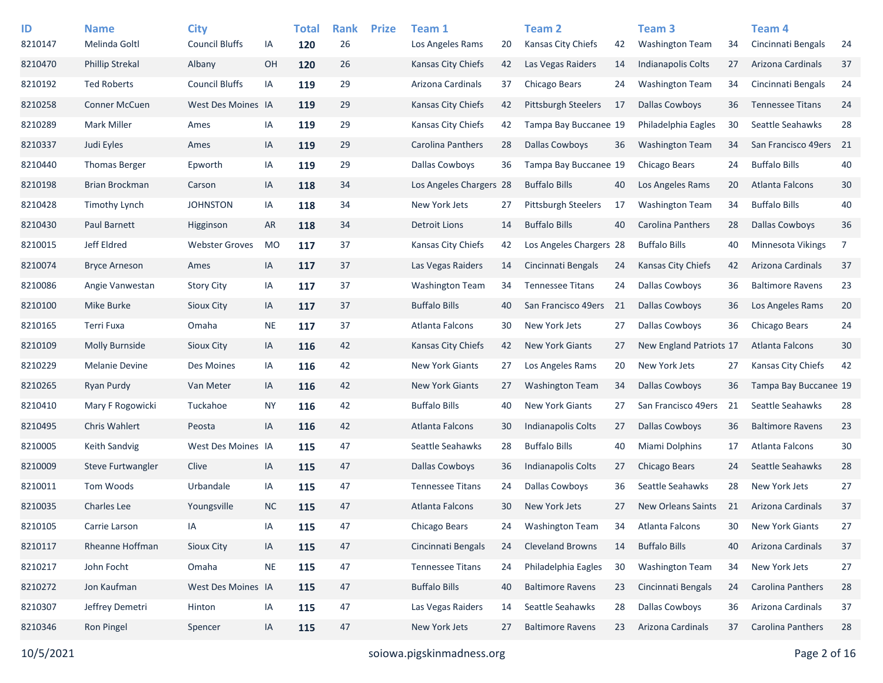| ID | Name | City | | Total | Rank | Prize | Team 1 | | Team 2 | | Team 3 | | Team 4 | |
|---|---|---|---|---|---|---|---|---|---|---|---|---|---|---|
| 8210147 | Melinda Goltl | Council Bluffs | IA | **120** | 26 | | Los Angeles Rams | 20 | Kansas City Chiefs | 42 | Washington Team | 34 | Cincinnati Bengals | 24 |
| 8210470 | Phillip Strekal | Albany | OH | **120** | 26 | | Kansas City Chiefs | 42 | Las Vegas Raiders | 14 | Indianapolis Colts | 27 | Arizona Cardinals | 37 |
| 8210192 | Ted Roberts | Council Bluffs | IA | **119** | 29 | | Arizona Cardinals | 37 | Chicago Bears | 24 | Washington Team | 34 | Cincinnati Bengals | 24 |
| 8210258 | Conner McCuen | West Des Moines | IA | **119** | 29 | | Kansas City Chiefs | 42 | Pittsburgh Steelers | 17 | Dallas Cowboys | 36 | Tennessee Titans | 24 |
| 8210289 | Mark Miller | Ames | IA | **119** | 29 | | Kansas City Chiefs | 42 | Tampa Bay Buccanee | 19 | Philadelphia Eagles | 30 | Seattle Seahawks | 28 |
| 8210337 | Judi Eyles | Ames | IA | **119** | 29 | | Carolina Panthers | 28 | Dallas Cowboys | 36 | Washington Team | 34 | San Francisco 49ers | 21 |
| 8210440 | Thomas Berger | Epworth | IA | **119** | 29 | | Dallas Cowboys | 36 | Tampa Bay Buccanee | 19 | Chicago Bears | 24 | Buffalo Bills | 40 |
| 8210198 | Brian Brockman | Carson | IA | **118** | 34 | | Los Angeles Chargers | 28 | Buffalo Bills | 40 | Los Angeles Rams | 20 | Atlanta Falcons | 30 |
| 8210428 | Timothy Lynch | JOHNSTON | IA | **118** | 34 | | New York Jets | 27 | Pittsburgh Steelers | 17 | Washington Team | 34 | Buffalo Bills | 40 |
| 8210430 | Paul Barnett | Higginson | AR | **118** | 34 | | Detroit Lions | 14 | Buffalo Bills | 40 | Carolina Panthers | 28 | Dallas Cowboys | 36 |
| 8210015 | Jeff Eldred | Webster Groves | MO | **117** | 37 | | Kansas City Chiefs | 42 | Los Angeles Chargers | 28 | Buffalo Bills | 40 | Minnesota Vikings | 7 |
| 8210074 | Bryce Arneson | Ames | IA | **117** | 37 | | Las Vegas Raiders | 14 | Cincinnati Bengals | 24 | Kansas City Chiefs | 42 | Arizona Cardinals | 37 |
| 8210086 | Angie Vanwestan | Story City | IA | **117** | 37 | | Washington Team | 34 | Tennessee Titans | 24 | Dallas Cowboys | 36 | Baltimore Ravens | 23 |
| 8210100 | Mike Burke | Sioux City | IA | **117** | 37 | | Buffalo Bills | 40 | San Francisco 49ers | 21 | Dallas Cowboys | 36 | Los Angeles Rams | 20 |
| 8210165 | Terri Fuxa | Omaha | NE | **117** | 37 | | Atlanta Falcons | 30 | New York Jets | 27 | Dallas Cowboys | 36 | Chicago Bears | 24 |
| 8210109 | Molly Burnside | Sioux City | IA | **116** | 42 | | Kansas City Chiefs | 42 | New York Giants | 27 | New England Patriots | 17 | Atlanta Falcons | 30 |
| 8210229 | Melanie Devine | Des Moines | IA | **116** | 42 | | New York Giants | 27 | Los Angeles Rams | 20 | New York Jets | 27 | Kansas City Chiefs | 42 |
| 8210265 | Ryan Purdy | Van Meter | IA | **116** | 42 | | New York Giants | 27 | Washington Team | 34 | Dallas Cowboys | 36 | Tampa Bay Buccanee | 19 |
| 8210410 | Mary F Rogowicki | Tuckahoe | NY | **116** | 42 | | Buffalo Bills | 40 | New York Giants | 27 | San Francisco 49ers | 21 | Seattle Seahawks | 28 |
| 8210495 | Chris Wahlert | Peosta | IA | **116** | 42 | | Atlanta Falcons | 30 | Indianapolis Colts | 27 | Dallas Cowboys | 36 | Baltimore Ravens | 23 |
| 8210005 | Keith Sandvig | West Des Moines | IA | **115** | 47 | | Seattle Seahawks | 28 | Buffalo Bills | 40 | Miami Dolphins | 17 | Atlanta Falcons | 30 |
| 8210009 | Steve Furtwangler | Clive | IA | **115** | 47 | | Dallas Cowboys | 36 | Indianapolis Colts | 27 | Chicago Bears | 24 | Seattle Seahawks | 28 |
| 8210011 | Tom Woods | Urbandale | IA | **115** | 47 | | Tennessee Titans | 24 | Dallas Cowboys | 36 | Seattle Seahawks | 28 | New York Jets | 27 |
| 8210035 | Charles Lee | Youngsville | NC | **115** | 47 | | Atlanta Falcons | 30 | New York Jets | 27 | New Orleans Saints | 21 | Arizona Cardinals | 37 |
| 8210105 | Carrie Larson | IA | IA | **115** | 47 | | Chicago Bears | 24 | Washington Team | 34 | Atlanta Falcons | 30 | New York Giants | 27 |
| 8210117 | Rheanne Hoffman | Sioux City | IA | **115** | 47 | | Cincinnati Bengals | 24 | Cleveland Browns | 14 | Buffalo Bills | 40 | Arizona Cardinals | 37 |
| 8210217 | John Focht | Omaha | NE | **115** | 47 | | Tennessee Titans | 24 | Philadelphia Eagles | 30 | Washington Team | 34 | New York Jets | 27 |
| 8210272 | Jon Kaufman | West Des Moines | IA | **115** | 47 | | Buffalo Bills | 40 | Baltimore Ravens | 23 | Cincinnati Bengals | 24 | Carolina Panthers | 28 |
| 8210307 | Jeffrey Demetri | Hinton | IA | **115** | 47 | | Las Vegas Raiders | 14 | Seattle Seahawks | 28 | Dallas Cowboys | 36 | Arizona Cardinals | 37 |
| 8210346 | Ron Pingel | Spencer | IA | **115** | 47 | | New York Jets | 27 | Baltimore Ravens | 23 | Arizona Cardinals | 37 | Carolina Panthers | 28 |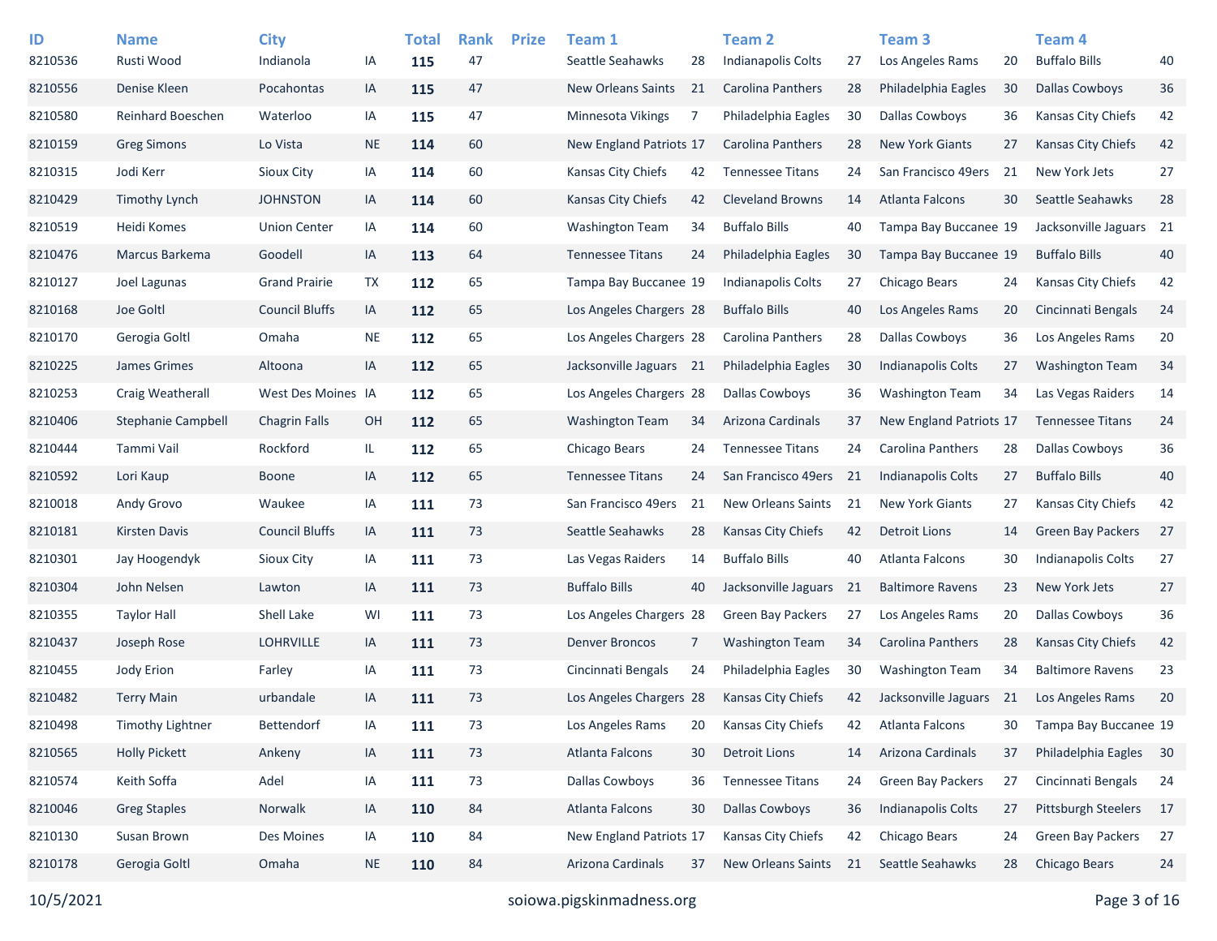| ID | Name | City | | Total | Rank | Prize | Team 1 | | Team 2 | | Team 3 | | Team 4 | |
|---|---|---|---|---|---|---|---|---|---|---|---|---|---|---|
| 8210536 | Rusti Wood | Indianola | IA | **115** | 47 | | Seattle Seahawks | 28 | Indianapolis Colts | 27 | Los Angeles Rams | 20 | Buffalo Bills | 40 |
| 8210556 | Denise Kleen | Pocahontas | IA | **115** | 47 | | New Orleans Saints | 21 | Carolina Panthers | 28 | Philadelphia Eagles | 30 | Dallas Cowboys | 36 |
| 8210580 | Reinhard Boeschen | Waterloo | IA | **115** | 47 | | Minnesota Vikings | 7 | Philadelphia Eagles | 30 | Dallas Cowboys | 36 | Kansas City Chiefs | 42 |
| 8210159 | Greg Simons | Lo Vista | NE | **114** | 60 | | New England Patriots | 17 | Carolina Panthers | 28 | New York Giants | 27 | Kansas City Chiefs | 42 |
| 8210315 | Jodi Kerr | Sioux City | IA | **114** | 60 | | Kansas City Chiefs | 42 | Tennessee Titans | 24 | San Francisco 49ers | 21 | New York Jets | 27 |
| 8210429 | Timothy Lynch | JOHNSTON | IA | **114** | 60 | | Kansas City Chiefs | 42 | Cleveland Browns | 14 | Atlanta Falcons | 30 | Seattle Seahawks | 28 |
| 8210519 | Heidi Komes | Union Center | IA | **114** | 60 | | Washington Team | 34 | Buffalo Bills | 40 | Tampa Bay Buccanee | 19 | Jacksonville Jaguars | 21 |
| 8210476 | Marcus Barkema | Goodell | IA | **113** | 64 | | Tennessee Titans | 24 | Philadelphia Eagles | 30 | Tampa Bay Buccanee | 19 | Buffalo Bills | 40 |
| 8210127 | Joel Lagunas | Grand Prairie | TX | **112** | 65 | | Tampa Bay Buccanee | 19 | Indianapolis Colts | 27 | Chicago Bears | 24 | Kansas City Chiefs | 42 |
| 8210168 | Joe Goltl | Council Bluffs | IA | **112** | 65 | | Los Angeles Chargers | 28 | Buffalo Bills | 40 | Los Angeles Rams | 20 | Cincinnati Bengals | 24 |
| 8210170 | Gerogia Goltl | Omaha | NE | **112** | 65 | | Los Angeles Chargers | 28 | Carolina Panthers | 28 | Dallas Cowboys | 36 | Los Angeles Rams | 20 |
| 8210225 | James Grimes | Altoona | IA | **112** | 65 | | Jacksonville Jaguars | 21 | Philadelphia Eagles | 30 | Indianapolis Colts | 27 | Washington Team | 34 |
| 8210253 | Craig Weatherall | West Des Moines | IA | **112** | 65 | | Los Angeles Chargers | 28 | Dallas Cowboys | 36 | Washington Team | 34 | Las Vegas Raiders | 14 |
| 8210406 | Stephanie Campbell | Chagrin Falls | OH | **112** | 65 | | Washington Team | 34 | Arizona Cardinals | 37 | New England Patriots | 17 | Tennessee Titans | 24 |
| 8210444 | Tammi Vail | Rockford | IL | **112** | 65 | | Chicago Bears | 24 | Tennessee Titans | 24 | Carolina Panthers | 28 | Dallas Cowboys | 36 |
| 8210592 | Lori Kaup | Boone | IA | **112** | 65 | | Tennessee Titans | 24 | San Francisco 49ers | 21 | Indianapolis Colts | 27 | Buffalo Bills | 40 |
| 8210018 | Andy Grovo | Waukee | IA | **111** | 73 | | San Francisco 49ers | 21 | New Orleans Saints | 21 | New York Giants | 27 | Kansas City Chiefs | 42 |
| 8210181 | Kirsten Davis | Council Bluffs | IA | **111** | 73 | | Seattle Seahawks | 28 | Kansas City Chiefs | 42 | Detroit Lions | 14 | Green Bay Packers | 27 |
| 8210301 | Jay Hoogendyk | Sioux City | IA | **111** | 73 | | Las Vegas Raiders | 14 | Buffalo Bills | 40 | Atlanta Falcons | 30 | Indianapolis Colts | 27 |
| 8210304 | John Nelsen | Lawton | IA | **111** | 73 | | Buffalo Bills | 40 | Jacksonville Jaguars | 21 | Baltimore Ravens | 23 | New York Jets | 27 |
| 8210355 | Taylor Hall | Shell Lake | WI | **111** | 73 | | Los Angeles Chargers | 28 | Green Bay Packers | 27 | Los Angeles Rams | 20 | Dallas Cowboys | 36 |
| 8210437 | Joseph Rose | LOHRVILLE | IA | **111** | 73 | | Denver Broncos | 7 | Washington Team | 34 | Carolina Panthers | 28 | Kansas City Chiefs | 42 |
| 8210455 | Jody Erion | Farley | IA | **111** | 73 | | Cincinnati Bengals | 24 | Philadelphia Eagles | 30 | Washington Team | 34 | Baltimore Ravens | 23 |
| 8210482 | Terry Main | urbandale | IA | **111** | 73 | | Los Angeles Chargers | 28 | Kansas City Chiefs | 42 | Jacksonville Jaguars | 21 | Los Angeles Rams | 20 |
| 8210498 | Timothy Lightner | Bettendorf | IA | **111** | 73 | | Los Angeles Rams | 20 | Kansas City Chiefs | 42 | Atlanta Falcons | 30 | Tampa Bay Buccanee | 19 |
| 8210565 | Holly Pickett | Ankeny | IA | **111** | 73 | | Atlanta Falcons | 30 | Detroit Lions | 14 | Arizona Cardinals | 37 | Philadelphia Eagles | 30 |
| 8210574 | Keith Soffa | Adel | IA | **111** | 73 | | Dallas Cowboys | 36 | Tennessee Titans | 24 | Green Bay Packers | 27 | Cincinnati Bengals | 24 |
| 8210046 | Greg Staples | Norwalk | IA | **110** | 84 | | Atlanta Falcons | 30 | Dallas Cowboys | 36 | Indianapolis Colts | 27 | Pittsburgh Steelers | 17 |
| 8210130 | Susan Brown | Des Moines | IA | **110** | 84 | | New England Patriots | 17 | Kansas City Chiefs | 42 | Chicago Bears | 24 | Green Bay Packers | 27 |
| 8210178 | Gerogia Goltl | Omaha | NE | **110** | 84 | | Arizona Cardinals | 37 | New Orleans Saints | 21 | Seattle Seahawks | 28 | Chicago Bears | 24 |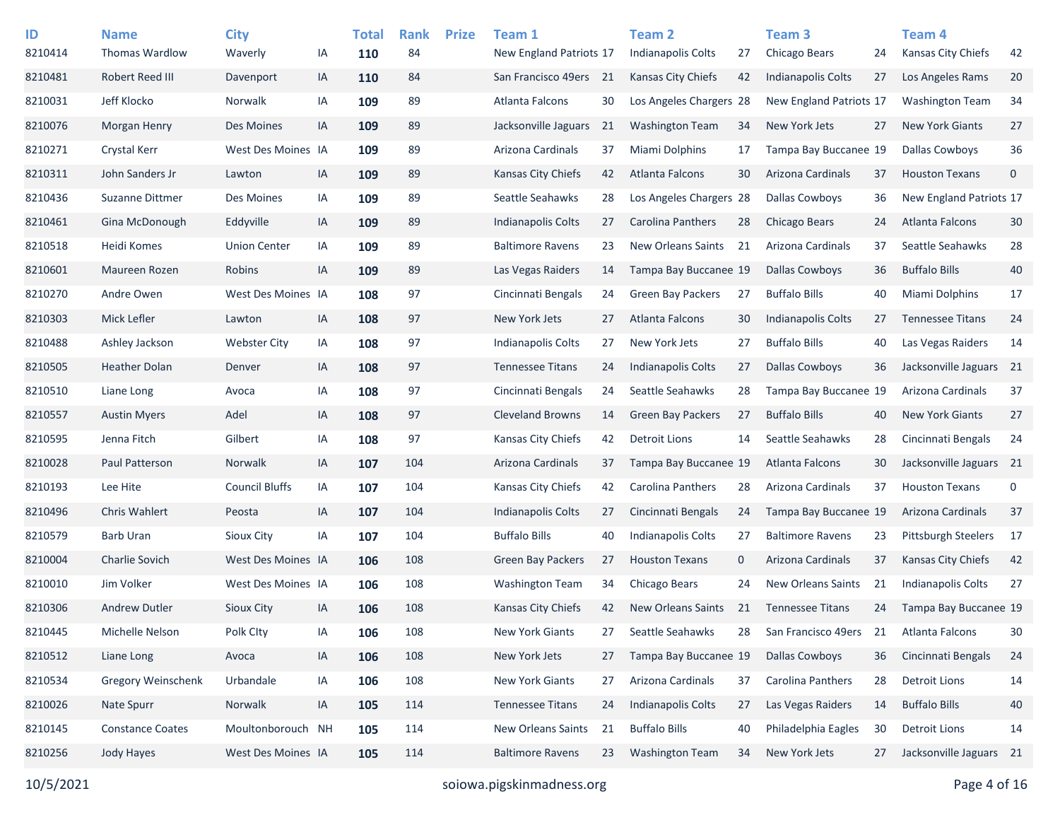| ID | Name | City | | Total | Rank | Prize | Team 1 | | Team 2 | | Team 3 | | Team 4 | |
|---|---|---|---|---|---|---|---|---|---|---|---|---|---|---|
| 8210414 | Thomas Wardlow | Waverly | IA | **110** | 84 | | New England Patriots | 17 | Indianapolis Colts | 27 | Chicago Bears | 24 | Kansas City Chiefs | 42 |
| 8210481 | Robert Reed III | Davenport | IA | **110** | 84 | | San Francisco 49ers | 21 | Kansas City Chiefs | 42 | Indianapolis Colts | 27 | Los Angeles Rams | 20 |
| 8210031 | Jeff Klocko | Norwalk | IA | **109** | 89 | | Atlanta Falcons | 30 | Los Angeles Chargers | 28 | New England Patriots | 17 | Washington Team | 34 |
| 8210076 | Morgan Henry | Des Moines | IA | **109** | 89 | | Jacksonville Jaguars | 21 | Washington Team | 34 | New York Jets | 27 | New York Giants | 27 |
| 8210271 | Crystal Kerr | West Des Moines | IA | **109** | 89 | | Arizona Cardinals | 37 | Miami Dolphins | 17 | Tampa Bay Buccanee | 19 | Dallas Cowboys | 36 |
| 8210311 | John Sanders Jr | Lawton | IA | **109** | 89 | | Kansas City Chiefs | 42 | Atlanta Falcons | 30 | Arizona Cardinals | 37 | Houston Texans | 0 |
| 8210436 | Suzanne Dittmer | Des Moines | IA | **109** | 89 | | Seattle Seahawks | 28 | Los Angeles Chargers | 28 | Dallas Cowboys | 36 | New England Patriots | 17 |
| 8210461 | Gina McDonough | Eddyville | IA | **109** | 89 | | Indianapolis Colts | 27 | Carolina Panthers | 28 | Chicago Bears | 24 | Atlanta Falcons | 30 |
| 8210518 | Heidi Komes | Union Center | IA | **109** | 89 | | Baltimore Ravens | 23 | New Orleans Saints | 21 | Arizona Cardinals | 37 | Seattle Seahawks | 28 |
| 8210601 | Maureen Rozen | Robins | IA | **109** | 89 | | Las Vegas Raiders | 14 | Tampa Bay Buccanee | 19 | Dallas Cowboys | 36 | Buffalo Bills | 40 |
| 8210270 | Andre Owen | West Des Moines | IA | **108** | 97 | | Cincinnati Bengals | 24 | Green Bay Packers | 27 | Buffalo Bills | 40 | Miami Dolphins | 17 |
| 8210303 | Mick Lefler | Lawton | IA | **108** | 97 | | New York Jets | 27 | Atlanta Falcons | 30 | Indianapolis Colts | 27 | Tennessee Titans | 24 |
| 8210488 | Ashley Jackson | Webster City | IA | **108** | 97 | | Indianapolis Colts | 27 | New York Jets | 27 | Buffalo Bills | 40 | Las Vegas Raiders | 14 |
| 8210505 | Heather Dolan | Denver | IA | **108** | 97 | | Tennessee Titans | 24 | Indianapolis Colts | 27 | Dallas Cowboys | 36 | Jacksonville Jaguars | 21 |
| 8210510 | Liane Long | Avoca | IA | **108** | 97 | | Cincinnati Bengals | 24 | Seattle Seahawks | 28 | Tampa Bay Buccanee | 19 | Arizona Cardinals | 37 |
| 8210557 | Austin Myers | Adel | IA | **108** | 97 | | Cleveland Browns | 14 | Green Bay Packers | 27 | Buffalo Bills | 40 | New York Giants | 27 |
| 8210595 | Jenna Fitch | Gilbert | IA | **108** | 97 | | Kansas City Chiefs | 42 | Detroit Lions | 14 | Seattle Seahawks | 28 | Cincinnati Bengals | 24 |
| 8210028 | Paul Patterson | Norwalk | IA | **107** | 104 | | Arizona Cardinals | 37 | Tampa Bay Buccanee | 19 | Atlanta Falcons | 30 | Jacksonville Jaguars | 21 |
| 8210193 | Lee Hite | Council Bluffs | IA | **107** | 104 | | Kansas City Chiefs | 42 | Carolina Panthers | 28 | Arizona Cardinals | 37 | Houston Texans | 0 |
| 8210496 | Chris Wahlert | Peosta | IA | **107** | 104 | | Indianapolis Colts | 27 | Cincinnati Bengals | 24 | Tampa Bay Buccanee | 19 | Arizona Cardinals | 37 |
| 8210579 | Barb Uran | Sioux City | IA | **107** | 104 | | Buffalo Bills | 40 | Indianapolis Colts | 27 | Baltimore Ravens | 23 | Pittsburgh Steelers | 17 |
| 8210004 | Charlie Sovich | West Des Moines | IA | **106** | 108 | | Green Bay Packers | 27 | Houston Texans | 0 | Arizona Cardinals | 37 | Kansas City Chiefs | 42 |
| 8210010 | Jim Volker | West Des Moines | IA | **106** | 108 | | Washington Team | 34 | Chicago Bears | 24 | New Orleans Saints | 21 | Indianapolis Colts | 27 |
| 8210306 | Andrew Dutler | Sioux City | IA | **106** | 108 | | Kansas City Chiefs | 42 | New Orleans Saints | 21 | Tennessee Titans | 24 | Tampa Bay Buccanee | 19 |
| 8210445 | Michelle Nelson | Polk CIty | IA | **106** | 108 | | New York Giants | 27 | Seattle Seahawks | 28 | San Francisco 49ers | 21 | Atlanta Falcons | 30 |
| 8210512 | Liane Long | Avoca | IA | **106** | 108 | | New York Jets | 27 | Tampa Bay Buccanee | 19 | Dallas Cowboys | 36 | Cincinnati Bengals | 24 |
| 8210534 | Gregory Weinschenk | Urbandale | IA | **106** | 108 | | New York Giants | 27 | Arizona Cardinals | 37 | Carolina Panthers | 28 | Detroit Lions | 14 |
| 8210026 | Nate Spurr | Norwalk | IA | **105** | 114 | | Tennessee Titans | 24 | Indianapolis Colts | 27 | Las Vegas Raiders | 14 | Buffalo Bills | 40 |
| 8210145 | Constance Coates | Moultonborouch | NH | **105** | 114 | | New Orleans Saints | 21 | Buffalo Bills | 40 | Philadelphia Eagles | 30 | Detroit Lions | 14 |
| 8210256 | Jody Hayes | West Des Moines | IA | **105** | 114 | | Baltimore Ravens | 23 | Washington Team | 34 | New York Jets | 27 | Jacksonville Jaguars | 21 |

10/5/2021 soiowa.pigskinmadness.org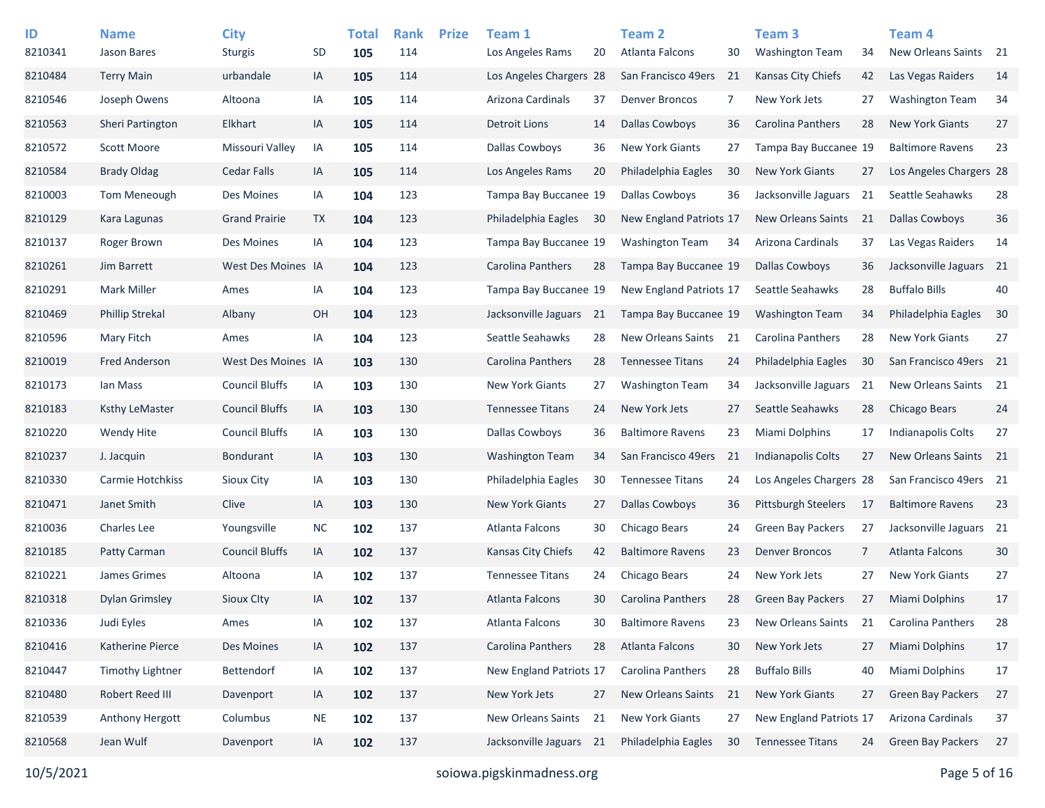| ID | Name | City | | Total | Rank | Prize | Team 1 | | Team 2 | | Team 3 | | Team 4 | |
|---|---|---|---|---|---|---|---|---|---|---|---|---|---|---|
| 8210341 | Jason Bares | Sturgis | SD | **105** | 114 | | Los Angeles Rams | 20 | Atlanta Falcons | 30 | Washington Team | 34 | New Orleans Saints | 21 |
| 8210484 | Terry Main | urbandale | IA | **105** | 114 | | Los Angeles Chargers | 28 | San Francisco 49ers | 21 | Kansas City Chiefs | 42 | Las Vegas Raiders | 14 |
| 8210546 | Joseph Owens | Altoona | IA | **105** | 114 | | Arizona Cardinals | 37 | Denver Broncos | 7 | New York Jets | 27 | Washington Team | 34 |
| 8210563 | Sheri Partington | Elkhart | IA | **105** | 114 | | Detroit Lions | 14 | Dallas Cowboys | 36 | Carolina Panthers | 28 | New York Giants | 27 |
| 8210572 | Scott Moore | Missouri Valley | IA | **105** | 114 | | Dallas Cowboys | 36 | New York Giants | 27 | Tampa Bay Buccanee | 19 | Baltimore Ravens | 23 |
| 8210584 | Brady Oldag | Cedar Falls | IA | **105** | 114 | | Los Angeles Rams | 20 | Philadelphia Eagles | 30 | New York Giants | 27 | Los Angeles Chargers | 28 |
| 8210003 | Tom Meneough | Des Moines | IA | **104** | 123 | | Tampa Bay Buccanee | 19 | Dallas Cowboys | 36 | Jacksonville Jaguars | 21 | Seattle Seahawks | 28 |
| 8210129 | Kara Lagunas | Grand Prairie | TX | **104** | 123 | | Philadelphia Eagles | 30 | New England Patriots | 17 | New Orleans Saints | 21 | Dallas Cowboys | 36 |
| 8210137 | Roger Brown | Des Moines | IA | **104** | 123 | | Tampa Bay Buccanee | 19 | Washington Team | 34 | Arizona Cardinals | 37 | Las Vegas Raiders | 14 |
| 8210261 | Jim Barrett | West Des Moines | IA | **104** | 123 | | Carolina Panthers | 28 | Tampa Bay Buccanee | 19 | Dallas Cowboys | 36 | Jacksonville Jaguars | 21 |
| 8210291 | Mark Miller | Ames | IA | **104** | 123 | | Tampa Bay Buccanee | 19 | New England Patriots | 17 | Seattle Seahawks | 28 | Buffalo Bills | 40 |
| 8210469 | Phillip Strekal | Albany | OH | **104** | 123 | | Jacksonville Jaguars | 21 | Tampa Bay Buccanee | 19 | Washington Team | 34 | Philadelphia Eagles | 30 |
| 8210596 | Mary Fitch | Ames | IA | **104** | 123 | | Seattle Seahawks | 28 | New Orleans Saints | 21 | Carolina Panthers | 28 | New York Giants | 27 |
| 8210019 | Fred Anderson | West Des Moines | IA | **103** | 130 | | Carolina Panthers | 28 | Tennessee Titans | 24 | Philadelphia Eagles | 30 | San Francisco 49ers | 21 |
| 8210173 | Ian Mass | Council Bluffs | IA | **103** | 130 | | New York Giants | 27 | Washington Team | 34 | Jacksonville Jaguars | 21 | New Orleans Saints | 21 |
| 8210183 | Ksthy LeMaster | Council Bluffs | IA | **103** | 130 | | Tennessee Titans | 24 | New York Jets | 27 | Seattle Seahawks | 28 | Chicago Bears | 24 |
| 8210220 | Wendy Hite | Council Bluffs | IA | **103** | 130 | | Dallas Cowboys | 36 | Baltimore Ravens | 23 | Miami Dolphins | 17 | Indianapolis Colts | 27 |
| 8210237 | J. Jacquin | Bondurant | IA | **103** | 130 | | Washington Team | 34 | San Francisco 49ers | 21 | Indianapolis Colts | 27 | New Orleans Saints | 21 |
| 8210330 | Carmie Hotchkiss | Sioux City | IA | **103** | 130 | | Philadelphia Eagles | 30 | Tennessee Titans | 24 | Los Angeles Chargers | 28 | San Francisco 49ers | 21 |
| 8210471 | Janet Smith | Clive | IA | **103** | 130 | | New York Giants | 27 | Dallas Cowboys | 36 | Pittsburgh Steelers | 17 | Baltimore Ravens | 23 |
| 8210036 | Charles Lee | Youngsville | NC | **102** | 137 | | Atlanta Falcons | 30 | Chicago Bears | 24 | Green Bay Packers | 27 | Jacksonville Jaguars | 21 |
| 8210185 | Patty Carman | Council Bluffs | IA | **102** | 137 | | Kansas City Chiefs | 42 | Baltimore Ravens | 23 | Denver Broncos | 7 | Atlanta Falcons | 30 |
| 8210221 | James Grimes | Altoona | IA | **102** | 137 | | Tennessee Titans | 24 | Chicago Bears | 24 | New York Jets | 27 | New York Giants | 27 |
| 8210318 | Dylan Grimsley | Sioux CIty | IA | **102** | 137 | | Atlanta Falcons | 30 | Carolina Panthers | 28 | Green Bay Packers | 27 | Miami Dolphins | 17 |
| 8210336 | Judi Eyles | Ames | IA | **102** | 137 | | Atlanta Falcons | 30 | Baltimore Ravens | 23 | New Orleans Saints | 21 | Carolina Panthers | 28 |
| 8210416 | Katherine Pierce | Des Moines | IA | **102** | 137 | | Carolina Panthers | 28 | Atlanta Falcons | 30 | New York Jets | 27 | Miami Dolphins | 17 |
| 8210447 | Timothy Lightner | Bettendorf | IA | **102** | 137 | | New England Patriots | 17 | Carolina Panthers | 28 | Buffalo Bills | 40 | Miami Dolphins | 17 |
| 8210480 | Robert Reed III | Davenport | IA | **102** | 137 | | New York Jets | 27 | New Orleans Saints | 21 | New York Giants | 27 | Green Bay Packers | 27 |
| 8210539 | Anthony Hergott | Columbus | NE | **102** | 137 | | New Orleans Saints | 21 | New York Giants | 27 | New England Patriots | 17 | Arizona Cardinals | 37 |
| 8210568 | Jean Wulf | Davenport | IA | **102** | 137 | | Jacksonville Jaguars | 21 | Philadelphia Eagles | 30 | Tennessee Titans | 24 | Green Bay Packers | 27 |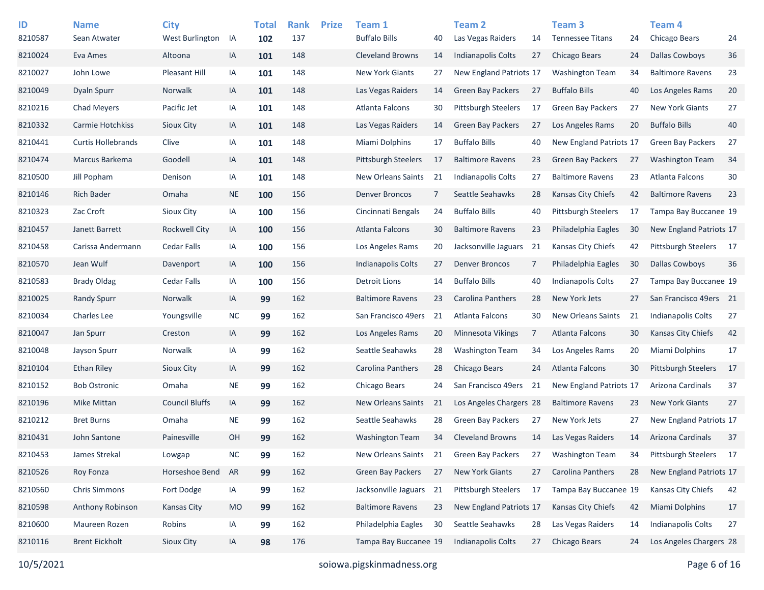| ID | Name | City | | Total | Rank | Prize | Team 1 | | Team 2 | | Team 3 | | Team 4 | |
|---|---|---|---|---|---|---|---|---|---|---|---|---|---|---|
| 8210587 | Sean Atwater | West Burlington | IA | **102** | 137 | | Buffalo Bills | 40 | Las Vegas Raiders | 14 | Tennessee Titans | 24 | Chicago Bears | 24 |
| 8210024 | Eva Ames | Altoona | IA | **101** | 148 | | Cleveland Browns | 14 | Indianapolis Colts | 27 | Chicago Bears | 24 | Dallas Cowboys | 36 |
| 8210027 | John Lowe | Pleasant Hill | IA | **101** | 148 | | New York Giants | 27 | New England Patriots | 17 | Washington Team | 34 | Baltimore Ravens | 23 |
| 8210049 | Dyaln Spurr | Norwalk | IA | **101** | 148 | | Las Vegas Raiders | 14 | Green Bay Packers | 27 | Buffalo Bills | 40 | Los Angeles Rams | 20 |
| 8210216 | Chad Meyers | Pacific Jet | IA | **101** | 148 | | Atlanta Falcons | 30 | Pittsburgh Steelers | 17 | Green Bay Packers | 27 | New York Giants | 27 |
| 8210332 | Carmie Hotchkiss | Sioux City | IA | **101** | 148 | | Las Vegas Raiders | 14 | Green Bay Packers | 27 | Los Angeles Rams | 20 | Buffalo Bills | 40 |
| 8210441 | Curtis Hollebrands | Clive | IA | **101** | 148 | | Miami Dolphins | 17 | Buffalo Bills | 40 | New England Patriots | 17 | Green Bay Packers | 27 |
| 8210474 | Marcus Barkema | Goodell | IA | **101** | 148 | | Pittsburgh Steelers | 17 | Baltimore Ravens | 23 | Green Bay Packers | 27 | Washington Team | 34 |
| 8210500 | Jill Popham | Denison | IA | **101** | 148 | | New Orleans Saints | 21 | Indianapolis Colts | 27 | Baltimore Ravens | 23 | Atlanta Falcons | 30 |
| 8210146 | Rich Bader | Omaha | NE | **100** | 156 | | Denver Broncos | 7 | Seattle Seahawks | 28 | Kansas City Chiefs | 42 | Baltimore Ravens | 23 |
| 8210323 | Zac Croft | Sioux City | IA | **100** | 156 | | Cincinnati Bengals | 24 | Buffalo Bills | 40 | Pittsburgh Steelers | 17 | Tampa Bay Buccanee | 19 |
| 8210457 | Janett Barrett | Rockwell City | IA | **100** | 156 | | Atlanta Falcons | 30 | Baltimore Ravens | 23 | Philadelphia Eagles | 30 | New England Patriots | 17 |
| 8210458 | Carissa Andermann | Cedar Falls | IA | **100** | 156 | | Los Angeles Rams | 20 | Jacksonville Jaguars | 21 | Kansas City Chiefs | 42 | Pittsburgh Steelers | 17 |
| 8210570 | Jean Wulf | Davenport | IA | **100** | 156 | | Indianapolis Colts | 27 | Denver Broncos | 7 | Philadelphia Eagles | 30 | Dallas Cowboys | 36 |
| 8210583 | Brady Oldag | Cedar Falls | IA | **100** | 156 | | Detroit Lions | 14 | Buffalo Bills | 40 | Indianapolis Colts | 27 | Tampa Bay Buccanee | 19 |
| 8210025 | Randy Spurr | Norwalk | IA | **99** | 162 | | Baltimore Ravens | 23 | Carolina Panthers | 28 | New York Jets | 27 | San Francisco 49ers | 21 |
| 8210034 | Charles Lee | Youngsville | NC | **99** | 162 | | San Francisco 49ers | 21 | Atlanta Falcons | 30 | New Orleans Saints | 21 | Indianapolis Colts | 27 |
| 8210047 | Jan Spurr | Creston | IA | **99** | 162 | | Los Angeles Rams | 20 | Minnesota Vikings | 7 | Atlanta Falcons | 30 | Kansas City Chiefs | 42 |
| 8210048 | Jayson Spurr | Norwalk | IA | **99** | 162 | | Seattle Seahawks | 28 | Washington Team | 34 | Los Angeles Rams | 20 | Miami Dolphins | 17 |
| 8210104 | Ethan Riley | Sioux City | IA | **99** | 162 | | Carolina Panthers | 28 | Chicago Bears | 24 | Atlanta Falcons | 30 | Pittsburgh Steelers | 17 |
| 8210152 | Bob Ostronic | Omaha | NE | **99** | 162 | | Chicago Bears | 24 | San Francisco 49ers | 21 | New England Patriots | 17 | Arizona Cardinals | 37 |
| 8210196 | Mike Mittan | Council Bluffs | IA | **99** | 162 | | New Orleans Saints | 21 | Los Angeles Chargers | 28 | Baltimore Ravens | 23 | New York Giants | 27 |
| 8210212 | Bret Burns | Omaha | NE | **99** | 162 | | Seattle Seahawks | 28 | Green Bay Packers | 27 | New York Jets | 27 | New England Patriots | 17 |
| 8210431 | John Santone | Painesville | OH | **99** | 162 | | Washington Team | 34 | Cleveland Browns | 14 | Las Vegas Raiders | 14 | Arizona Cardinals | 37 |
| 8210453 | James Strekal | Lowgap | NC | **99** | 162 | | New Orleans Saints | 21 | Green Bay Packers | 27 | Washington Team | 34 | Pittsburgh Steelers | 17 |
| 8210526 | Roy Fonza | Horseshoe Bend | AR | **99** | 162 | | Green Bay Packers | 27 | New York Giants | 27 | Carolina Panthers | 28 | New England Patriots | 17 |
| 8210560 | Chris Simmons | Fort Dodge | IA | **99** | 162 | | Jacksonville Jaguars | 21 | Pittsburgh Steelers | 17 | Tampa Bay Buccanee | 19 | Kansas City Chiefs | 42 |
| 8210598 | Anthony Robinson | Kansas City | MO | **99** | 162 | | Baltimore Ravens | 23 | New England Patriots | 17 | Kansas City Chiefs | 42 | Miami Dolphins | 17 |
| 8210600 | Maureen Rozen | Robins | IA | **99** | 162 | | Philadelphia Eagles | 30 | Seattle Seahawks | 28 | Las Vegas Raiders | 14 | Indianapolis Colts | 27 |
| 8210116 | Brent Eickholt | Sioux City | IA | **98** | 176 | | Tampa Bay Buccanee | 19 | Indianapolis Colts | 27 | Chicago Bears | 24 | Los Angeles Chargers | 28 |

10/5/2021 soiowa.pigskinmadness.org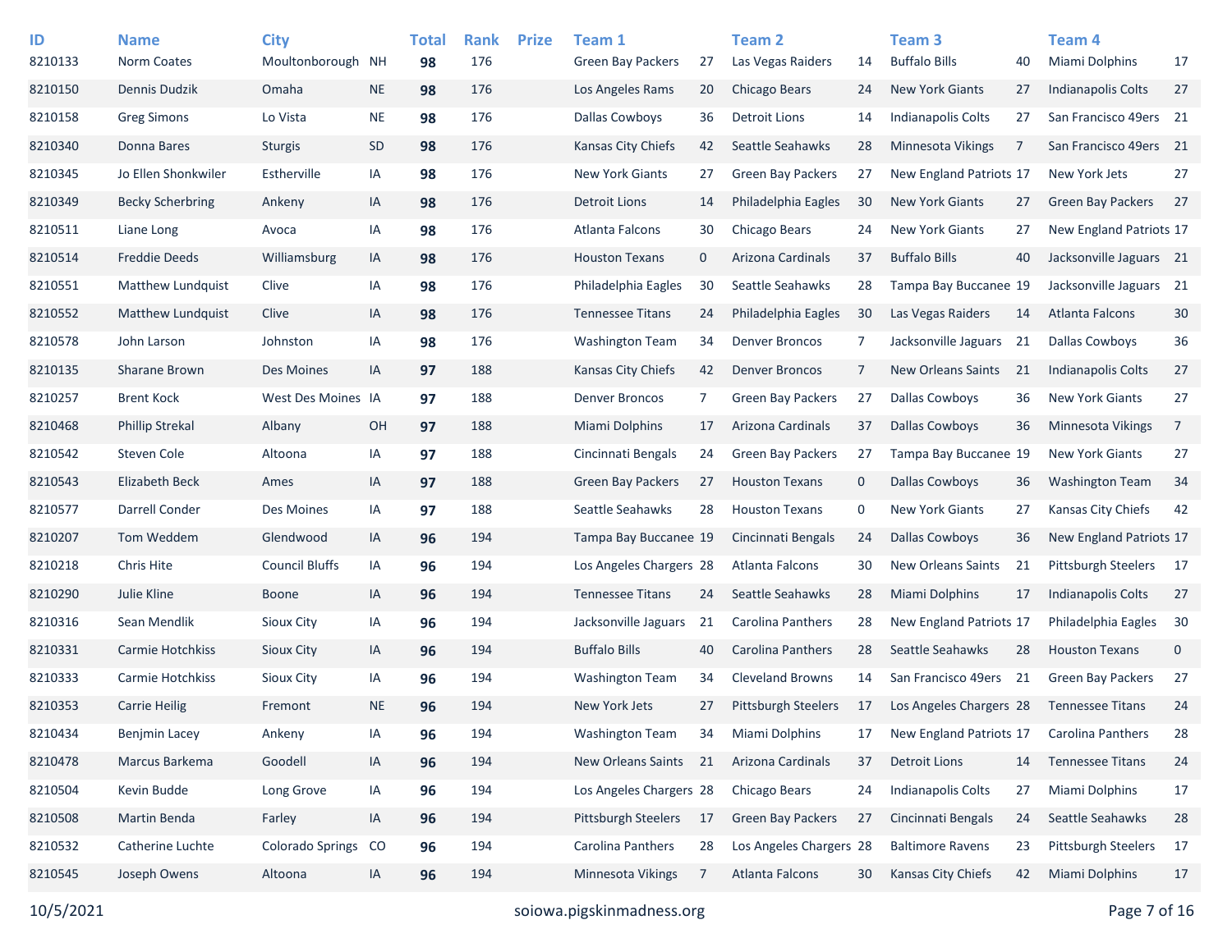| ID | Name | City | | Total | Rank | Prize | Team 1 | | Team 2 | | Team 3 | | Team 4 | |
|---|---|---|---|---|---|---|---|---|---|---|---|---|---|---|
| 8210133 | Norm Coates | Moultonborough | NH | 98 | 176 | | Green Bay Packers | 27 | Las Vegas Raiders | 14 | Buffalo Bills | 40 | Miami Dolphins | 17 |
| 8210150 | Dennis Dudzik | Omaha | NE | 98 | 176 | | Los Angeles Rams | 20 | Chicago Bears | 24 | New York Giants | 27 | Indianapolis Colts | 27 |
| 8210158 | Greg Simons | Lo Vista | NE | 98 | 176 | | Dallas Cowboys | 36 | Detroit Lions | 14 | Indianapolis Colts | 27 | San Francisco 49ers | 21 |
| 8210340 | Donna Bares | Sturgis | SD | 98 | 176 | | Kansas City Chiefs | 42 | Seattle Seahawks | 28 | Minnesota Vikings | 7 | San Francisco 49ers | 21 |
| 8210345 | Jo Ellen Shonkwiler | Estherville | IA | 98 | 176 | | New York Giants | 27 | Green Bay Packers | 27 | New England Patriots | 17 | New York Jets | 27 |
| 8210349 | Becky Scherbring | Ankeny | IA | 98 | 176 | | Detroit Lions | 14 | Philadelphia Eagles | 30 | New York Giants | 27 | Green Bay Packers | 27 |
| 8210511 | Liane Long | Avoca | IA | 98 | 176 | | Atlanta Falcons | 30 | Chicago Bears | 24 | New York Giants | 27 | New England Patriots | 17 |
| 8210514 | Freddie Deeds | Williamsburg | IA | 98 | 176 | | Houston Texans | 0 | Arizona Cardinals | 37 | Buffalo Bills | 40 | Jacksonville Jaguars | 21 |
| 8210551 | Matthew Lundquist | Clive | IA | 98 | 176 | | Philadelphia Eagles | 30 | Seattle Seahawks | 28 | Tampa Bay Buccanee | 19 | Jacksonville Jaguars | 21 |
| 8210552 | Matthew Lundquist | Clive | IA | 98 | 176 | | Tennessee Titans | 24 | Philadelphia Eagles | 30 | Las Vegas Raiders | 14 | Atlanta Falcons | 30 |
| 8210578 | John Larson | Johnston | IA | 98 | 176 | | Washington Team | 34 | Denver Broncos | 7 | Jacksonville Jaguars | 21 | Dallas Cowboys | 36 |
| 8210135 | Sharane Brown | Des Moines | IA | 97 | 188 | | Kansas City Chiefs | 42 | Denver Broncos | 7 | New Orleans Saints | 21 | Indianapolis Colts | 27 |
| 8210257 | Brent Kock | West Des Moines | IA | 97 | 188 | | Denver Broncos | 7 | Green Bay Packers | 27 | Dallas Cowboys | 36 | New York Giants | 27 |
| 8210468 | Phillip Strekal | Albany | OH | 97 | 188 | | Miami Dolphins | 17 | Arizona Cardinals | 37 | Dallas Cowboys | 36 | Minnesota Vikings | 7 |
| 8210542 | Steven Cole | Altoona | IA | 97 | 188 | | Cincinnati Bengals | 24 | Green Bay Packers | 27 | Tampa Bay Buccanee | 19 | New York Giants | 27 |
| 8210543 | Elizabeth Beck | Ames | IA | 97 | 188 | | Green Bay Packers | 27 | Houston Texans | 0 | Dallas Cowboys | 36 | Washington Team | 34 |
| 8210577 | Darrell Conder | Des Moines | IA | 97 | 188 | | Seattle Seahawks | 28 | Houston Texans | 0 | New York Giants | 27 | Kansas City Chiefs | 42 |
| 8210207 | Tom Weddem | Glendwood | IA | 96 | 194 | | Tampa Bay Buccanee | 19 | Cincinnati Bengals | 24 | Dallas Cowboys | 36 | New England Patriots | 17 |
| 8210218 | Chris Hite | Council Bluffs | IA | 96 | 194 | | Los Angeles Chargers | 28 | Atlanta Falcons | 30 | New Orleans Saints | 21 | Pittsburgh Steelers | 17 |
| 8210290 | Julie Kline | Boone | IA | 96 | 194 | | Tennessee Titans | 24 | Seattle Seahawks | 28 | Miami Dolphins | 17 | Indianapolis Colts | 27 |
| 8210316 | Sean Mendlik | Sioux City | IA | 96 | 194 | | Jacksonville Jaguars | 21 | Carolina Panthers | 28 | New England Patriots | 17 | Philadelphia Eagles | 30 |
| 8210331 | Carmie Hotchkiss | Sioux City | IA | 96 | 194 | | Buffalo Bills | 40 | Carolina Panthers | 28 | Seattle Seahawks | 28 | Houston Texans | 0 |
| 8210333 | Carmie Hotchkiss | Sioux City | IA | 96 | 194 | | Washington Team | 34 | Cleveland Browns | 14 | San Francisco 49ers | 21 | Green Bay Packers | 27 |
| 8210353 | Carrie Heilig | Fremont | NE | 96 | 194 | | New York Jets | 27 | Pittsburgh Steelers | 17 | Los Angeles Chargers | 28 | Tennessee Titans | 24 |
| 8210434 | Benjmin Lacey | Ankeny | IA | 96 | 194 | | Washington Team | 34 | Miami Dolphins | 17 | New England Patriots | 17 | Carolina Panthers | 28 |
| 8210478 | Marcus Barkema | Goodell | IA | 96 | 194 | | New Orleans Saints | 21 | Arizona Cardinals | 37 | Detroit Lions | 14 | Tennessee Titans | 24 |
| 8210504 | Kevin Budde | Long Grove | IA | 96 | 194 | | Los Angeles Chargers | 28 | Chicago Bears | 24 | Indianapolis Colts | 27 | Miami Dolphins | 17 |
| 8210508 | Martin Benda | Farley | IA | 96 | 194 | | Pittsburgh Steelers | 17 | Green Bay Packers | 27 | Cincinnati Bengals | 24 | Seattle Seahawks | 28 |
| 8210532 | Catherine Luchte | Colorado Springs | CO | 96 | 194 | | Carolina Panthers | 28 | Los Angeles Chargers | 28 | Baltimore Ravens | 23 | Pittsburgh Steelers | 17 |
| 8210545 | Joseph Owens | Altoona | IA | 96 | 194 | | Minnesota Vikings | 7 | Atlanta Falcons | 30 | Kansas City Chiefs | 42 | Miami Dolphins | 17 |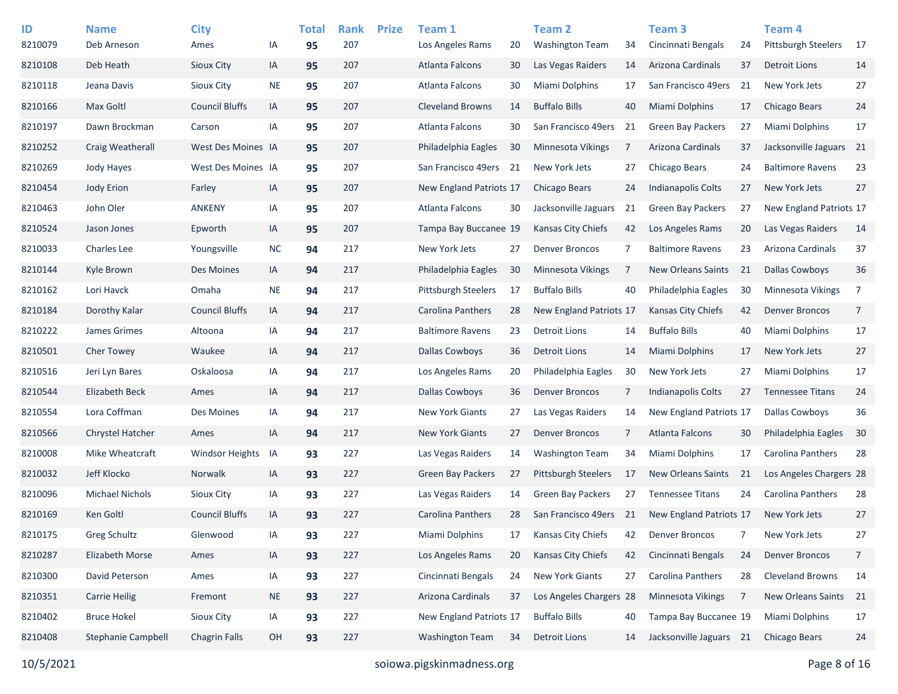| ID | Name | City | | Total | Rank | Prize | Team 1 | | Team 2 | | Team 3 | | Team 4 | |
|---|---|---|---|---|---|---|---|---|---|---|---|---|---|---|
| 8210079 | Deb Arneson | Ames | IA | **95** | 207 | | Los Angeles Rams | 20 | Washington Team | 34 | Cincinnati Bengals | 24 | Pittsburgh Steelers | 17 |
| 8210108 | Deb Heath | Sioux City | IA | **95** | 207 | | Atlanta Falcons | 30 | Las Vegas Raiders | 14 | Arizona Cardinals | 37 | Detroit Lions | 14 |
| 8210118 | Jeana Davis | Sioux City | NE | **95** | 207 | | Atlanta Falcons | 30 | Miami Dolphins | 17 | San Francisco 49ers | 21 | New York Jets | 27 |
| 8210166 | Max Goltl | Council Bluffs | IA | **95** | 207 | | Cleveland Browns | 14 | Buffalo Bills | 40 | Miami Dolphins | 17 | Chicago Bears | 24 |
| 8210197 | Dawn Brockman | Carson | IA | **95** | 207 | | Atlanta Falcons | 30 | San Francisco 49ers | 21 | Green Bay Packers | 27 | Miami Dolphins | 17 |
| 8210252 | Craig Weatherall | West Des Moines | IA | **95** | 207 | | Philadelphia Eagles | 30 | Minnesota Vikings | 7 | Arizona Cardinals | 37 | Jacksonville Jaguars | 21 |
| 8210269 | Jody Hayes | West Des Moines | IA | **95** | 207 | | San Francisco 49ers | 21 | New York Jets | 27 | Chicago Bears | 24 | Baltimore Ravens | 23 |
| 8210454 | Jody Erion | Farley | IA | **95** | 207 | | New England Patriots | 17 | Chicago Bears | 24 | Indianapolis Colts | 27 | New York Jets | 27 |
| 8210463 | John Oler | ANKENY | IA | **95** | 207 | | Atlanta Falcons | 30 | Jacksonville Jaguars | 21 | Green Bay Packers | 27 | New England Patriots | 17 |
| 8210524 | Jason Jones | Epworth | IA | **95** | 207 | | Tampa Bay Buccanee | 19 | Kansas City Chiefs | 42 | Los Angeles Rams | 20 | Las Vegas Raiders | 14 |
| 8210033 | Charles Lee | Youngsville | NC | **94** | 217 | | New York Jets | 27 | Denver Broncos | 7 | Baltimore Ravens | 23 | Arizona Cardinals | 37 |
| 8210144 | Kyle Brown | Des Moines | IA | **94** | 217 | | Philadelphia Eagles | 30 | Minnesota Vikings | 7 | New Orleans Saints | 21 | Dallas Cowboys | 36 |
| 8210162 | Lori Havck | Omaha | NE | **94** | 217 | | Pittsburgh Steelers | 17 | Buffalo Bills | 40 | Philadelphia Eagles | 30 | Minnesota Vikings | 7 |
| 8210184 | Dorothy Kalar | Council Bluffs | IA | **94** | 217 | | Carolina Panthers | 28 | New England Patriots | 17 | Kansas City Chiefs | 42 | Denver Broncos | 7 |
| 8210222 | James Grimes | Altoona | IA | **94** | 217 | | Baltimore Ravens | 23 | Detroit Lions | 14 | Buffalo Bills | 40 | Miami Dolphins | 17 |
| 8210501 | Cher Towey | Waukee | IA | **94** | 217 | | Dallas Cowboys | 36 | Detroit Lions | 14 | Miami Dolphins | 17 | New York Jets | 27 |
| 8210516 | Jeri Lyn Bares | Oskaloosa | IA | **94** | 217 | | Los Angeles Rams | 20 | Philadelphia Eagles | 30 | New York Jets | 27 | Miami Dolphins | 17 |
| 8210544 | Elizabeth Beck | Ames | IA | **94** | 217 | | Dallas Cowboys | 36 | Denver Broncos | 7 | Indianapolis Colts | 27 | Tennessee Titans | 24 |
| 8210554 | Lora Coffman | Des Moines | IA | **94** | 217 | | New York Giants | 27 | Las Vegas Raiders | 14 | New England Patriots | 17 | Dallas Cowboys | 36 |
| 8210566 | Chrystel Hatcher | Ames | IA | **94** | 217 | | New York Giants | 27 | Denver Broncos | 7 | Atlanta Falcons | 30 | Philadelphia Eagles | 30 |
| 8210008 | Mike Wheatcraft | Windsor Heights | IA | **93** | 227 | | Las Vegas Raiders | 14 | Washington Team | 34 | Miami Dolphins | 17 | Carolina Panthers | 28 |
| 8210032 | Jeff Klocko | Norwalk | IA | **93** | 227 | | Green Bay Packers | 27 | Pittsburgh Steelers | 17 | New Orleans Saints | 21 | Los Angeles Chargers | 28 |
| 8210096 | Michael Nichols | Sioux City | IA | **93** | 227 | | Las Vegas Raiders | 14 | Green Bay Packers | 27 | Tennessee Titans | 24 | Carolina Panthers | 28 |
| 8210169 | Ken Goltl | Council Bluffs | IA | **93** | 227 | | Carolina Panthers | 28 | San Francisco 49ers | 21 | New England Patriots | 17 | New York Jets | 27 |
| 8210175 | Greg Schultz | Glenwood | IA | **93** | 227 | | Miami Dolphins | 17 | Kansas City Chiefs | 42 | Denver Broncos | 7 | New York Jets | 27 |
| 8210287 | Elizabeth Morse | Ames | IA | **93** | 227 | | Los Angeles Rams | 20 | Kansas City Chiefs | 42 | Cincinnati Bengals | 24 | Denver Broncos | 7 |
| 8210300 | David Peterson | Ames | IA | **93** | 227 | | Cincinnati Bengals | 24 | New York Giants | 27 | Carolina Panthers | 28 | Cleveland Browns | 14 |
| 8210351 | Carrie Heilig | Fremont | NE | **93** | 227 | | Arizona Cardinals | 37 | Los Angeles Chargers | 28 | Minnesota Vikings | 7 | New Orleans Saints | 21 |
| 8210402 | Bruce Hokel | Sioux City | IA | **93** | 227 | | New England Patriots | 17 | Buffalo Bills | 40 | Tampa Bay Buccanee | 19 | Miami Dolphins | 17 |
| 8210408 | Stephanie Campbell | Chagrin Falls | OH | **93** | 227 | | Washington Team | 34 | Detroit Lions | 14 | Jacksonville Jaguars | 21 | Chicago Bears | 24 |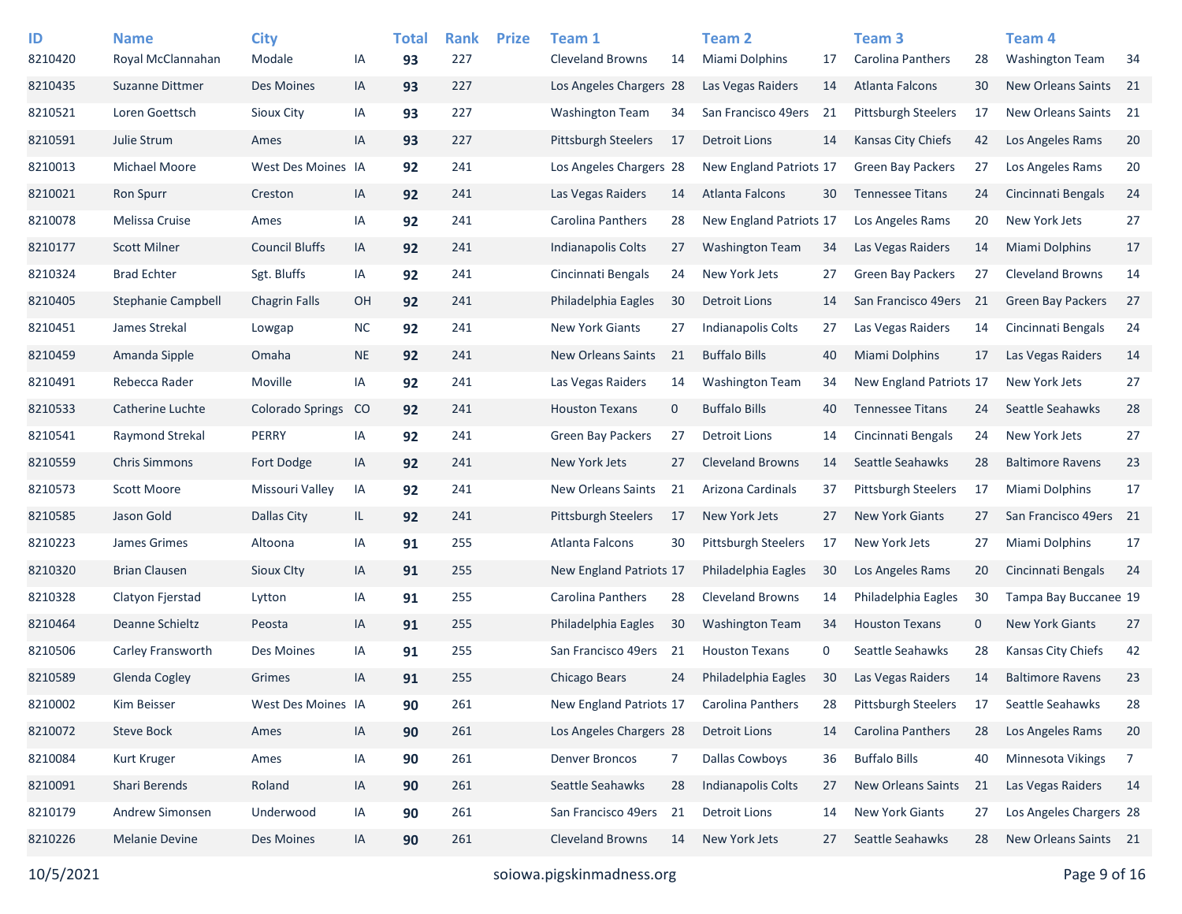| ID | Name | City | | Total | Rank | Prize | Team 1 | | Team 2 | | Team 3 | | Team 4 | |
|---|---|---|---|---|---|---|---|---|---|---|---|---|---|---|
| 8210420 | Royal McClannahan | Modale | IA | **93** | 227 | | Cleveland Browns | 14 | Miami Dolphins | 17 | Carolina Panthers | 28 | Washington Team | 34 |
| 8210435 | Suzanne Dittmer | Des Moines | IA | **93** | 227 | | Los Angeles Chargers | 28 | Las Vegas Raiders | 14 | Atlanta Falcons | 30 | New Orleans Saints | 21 |
| 8210521 | Loren Goettsch | Sioux City | IA | **93** | 227 | | Washington Team | 34 | San Francisco 49ers | 21 | Pittsburgh Steelers | 17 | New Orleans Saints | 21 |
| 8210591 | Julie Strum | Ames | IA | **93** | 227 | | Pittsburgh Steelers | 17 | Detroit Lions | 14 | Kansas City Chiefs | 42 | Los Angeles Rams | 20 |
| 8210013 | Michael Moore | West Des Moines | IA | **92** | 241 | | Los Angeles Chargers | 28 | New England Patriots | 17 | Green Bay Packers | 27 | Los Angeles Rams | 20 |
| 8210021 | Ron Spurr | Creston | IA | **92** | 241 | | Las Vegas Raiders | 14 | Atlanta Falcons | 30 | Tennessee Titans | 24 | Cincinnati Bengals | 24 |
| 8210078 | Melissa Cruise | Ames | IA | **92** | 241 | | Carolina Panthers | 28 | New England Patriots | 17 | Los Angeles Rams | 20 | New York Jets | 27 |
| 8210177 | Scott Milner | Council Bluffs | IA | **92** | 241 | | Indianapolis Colts | 27 | Washington Team | 34 | Las Vegas Raiders | 14 | Miami Dolphins | 17 |
| 8210324 | Brad Echter | Sgt. Bluffs | IA | **92** | 241 | | Cincinnati Bengals | 24 | New York Jets | 27 | Green Bay Packers | 27 | Cleveland Browns | 14 |
| 8210405 | Stephanie Campbell | Chagrin Falls | OH | **92** | 241 | | Philadelphia Eagles | 30 | Detroit Lions | 14 | San Francisco 49ers | 21 | Green Bay Packers | 27 |
| 8210451 | James Strekal | Lowgap | NC | **92** | 241 | | New York Giants | 27 | Indianapolis Colts | 27 | Las Vegas Raiders | 14 | Cincinnati Bengals | 24 |
| 8210459 | Amanda Sipple | Omaha | NE | **92** | 241 | | New Orleans Saints | 21 | Buffalo Bills | 40 | Miami Dolphins | 17 | Las Vegas Raiders | 14 |
| 8210491 | Rebecca Rader | Moville | IA | **92** | 241 | | Las Vegas Raiders | 14 | Washington Team | 34 | New England Patriots | 17 | New York Jets | 27 |
| 8210533 | Catherine Luchte | Colorado Springs | CO | **92** | 241 | | Houston Texans | 0 | Buffalo Bills | 40 | Tennessee Titans | 24 | Seattle Seahawks | 28 |
| 8210541 | Raymond Strekal | PERRY | IA | **92** | 241 | | Green Bay Packers | 27 | Detroit Lions | 14 | Cincinnati Bengals | 24 | New York Jets | 27 |
| 8210559 | Chris Simmons | Fort Dodge | IA | **92** | 241 | | New York Jets | 27 | Cleveland Browns | 14 | Seattle Seahawks | 28 | Baltimore Ravens | 23 |
| 8210573 | Scott Moore | Missouri Valley | IA | **92** | 241 | | New Orleans Saints | 21 | Arizona Cardinals | 37 | Pittsburgh Steelers | 17 | Miami Dolphins | 17 |
| 8210585 | Jason Gold | Dallas City | IL | **92** | 241 | | Pittsburgh Steelers | 17 | New York Jets | 27 | New York Giants | 27 | San Francisco 49ers | 21 |
| 8210223 | James Grimes | Altoona | IA | **91** | 255 | | Atlanta Falcons | 30 | Pittsburgh Steelers | 17 | New York Jets | 27 | Miami Dolphins | 17 |
| 8210320 | Brian Clausen | Sioux CIty | IA | **91** | 255 | | New England Patriots | 17 | Philadelphia Eagles | 30 | Los Angeles Rams | 20 | Cincinnati Bengals | 24 |
| 8210328 | Clatyon Fjerstad | Lytton | IA | **91** | 255 | | Carolina Panthers | 28 | Cleveland Browns | 14 | Philadelphia Eagles | 30 | Tampa Bay Buccanee | 19 |
| 8210464 | Deanne Schieltz | Peosta | IA | **91** | 255 | | Philadelphia Eagles | 30 | Washington Team | 34 | Houston Texans | 0 | New York Giants | 27 |
| 8210506 | Carley Fransworth | Des Moines | IA | **91** | 255 | | San Francisco 49ers | 21 | Houston Texans | 0 | Seattle Seahawks | 28 | Kansas City Chiefs | 42 |
| 8210589 | Glenda Cogley | Grimes | IA | **91** | 255 | | Chicago Bears | 24 | Philadelphia Eagles | 30 | Las Vegas Raiders | 14 | Baltimore Ravens | 23 |
| 8210002 | Kim Beisser | West Des Moines | IA | **90** | 261 | | New England Patriots | 17 | Carolina Panthers | 28 | Pittsburgh Steelers | 17 | Seattle Seahawks | 28 |
| 8210072 | Steve Bock | Ames | IA | **90** | 261 | | Los Angeles Chargers | 28 | Detroit Lions | 14 | Carolina Panthers | 28 | Los Angeles Rams | 20 |
| 8210084 | Kurt Kruger | Ames | IA | **90** | 261 | | Denver Broncos | 7 | Dallas Cowboys | 36 | Buffalo Bills | 40 | Minnesota Vikings | 7 |
| 8210091 | Shari Berends | Roland | IA | **90** | 261 | | Seattle Seahawks | 28 | Indianapolis Colts | 27 | New Orleans Saints | 21 | Las Vegas Raiders | 14 |
| 8210179 | Andrew Simonsen | Underwood | IA | **90** | 261 | | San Francisco 49ers | 21 | Detroit Lions | 14 | New York Giants | 27 | Los Angeles Chargers | 28 |
| 8210226 | Melanie Devine | Des Moines | IA | **90** | 261 | | Cleveland Browns | 14 | New York Jets | 27 | Seattle Seahawks | 28 | New Orleans Saints | 21 |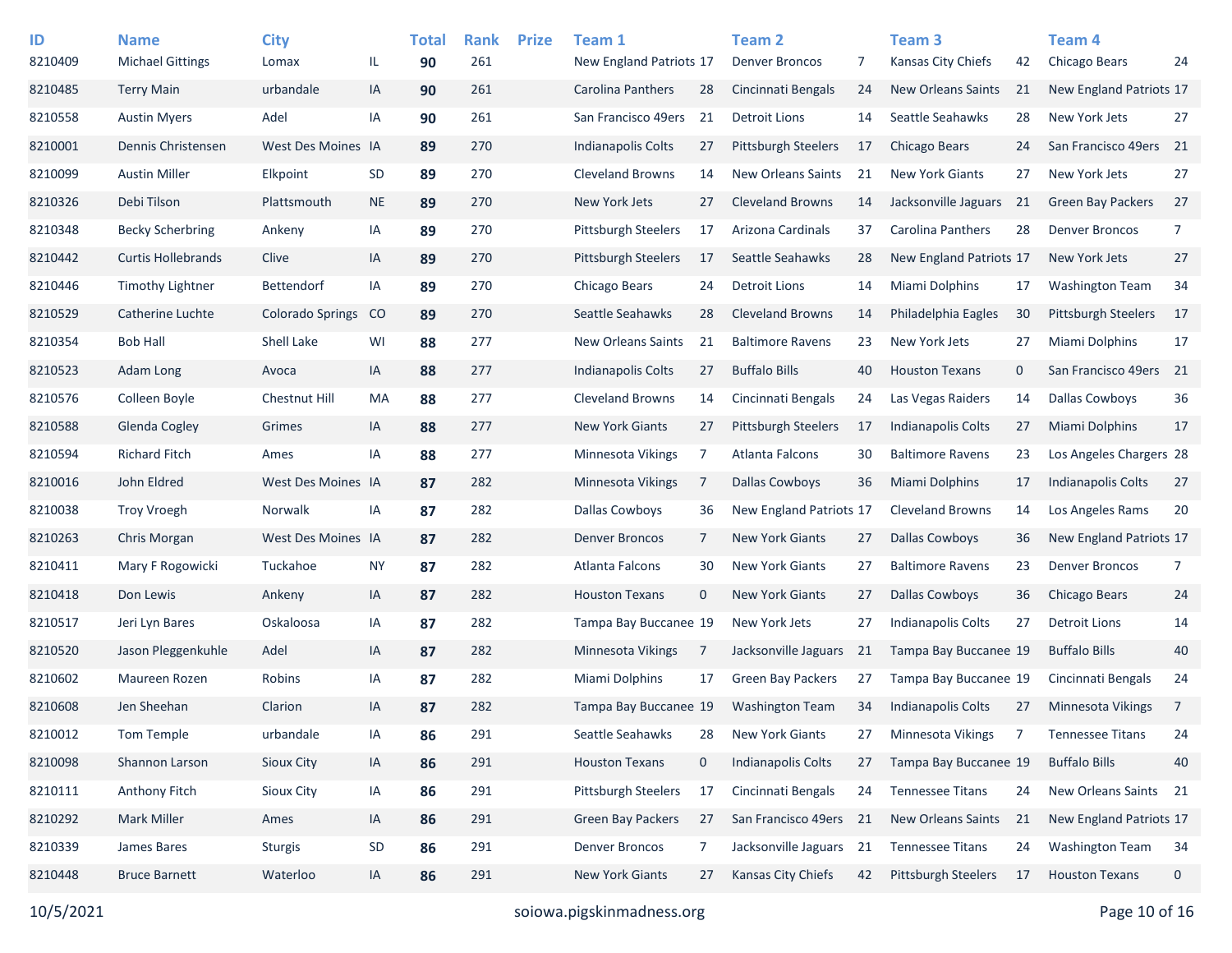| ID | Name | City | | Total | Rank | Prize | Team 1 | | Team 2 | | Team 3 | | Team 4 | |
|---|---|---|---|---|---|---|---|---|---|---|---|---|---|---|
| 8210409 | Michael Gittings | Lomax | IL | **90** | 261 | | New England Patriots | 17 | Denver Broncos | 7 | Kansas City Chiefs | 42 | Chicago Bears | 24 |
| 8210485 | Terry Main | urbandale | IA | **90** | 261 | | Carolina Panthers | 28 | Cincinnati Bengals | 24 | New Orleans Saints | 21 | New England Patriots | 17 |
| 8210558 | Austin Myers | Adel | IA | **90** | 261 | | San Francisco 49ers | 21 | Detroit Lions | 14 | Seattle Seahawks | 28 | New York Jets | 27 |
| 8210001 | Dennis Christensen | West Des Moines | IA | **89** | 270 | | Indianapolis Colts | 27 | Pittsburgh Steelers | 17 | Chicago Bears | 24 | San Francisco 49ers | 21 |
| 8210099 | Austin Miller | Elkpoint | SD | **89** | 270 | | Cleveland Browns | 14 | New Orleans Saints | 21 | New York Giants | 27 | New York Jets | 27 |
| 8210326 | Debi Tilson | Plattsmouth | NE | **89** | 270 | | New York Jets | 27 | Cleveland Browns | 14 | Jacksonville Jaguars | 21 | Green Bay Packers | 27 |
| 8210348 | Becky Scherbring | Ankeny | IA | **89** | 270 | | Pittsburgh Steelers | 17 | Arizona Cardinals | 37 | Carolina Panthers | 28 | Denver Broncos | 7 |
| 8210442 | Curtis Hollebrands | Clive | IA | **89** | 270 | | Pittsburgh Steelers | 17 | Seattle Seahawks | 28 | New England Patriots | 17 | New York Jets | 27 |
| 8210446 | Timothy Lightner | Bettendorf | IA | **89** | 270 | | Chicago Bears | 24 | Detroit Lions | 14 | Miami Dolphins | 17 | Washington Team | 34 |
| 8210529 | Catherine Luchte | Colorado Springs | CO | **89** | 270 | | Seattle Seahawks | 28 | Cleveland Browns | 14 | Philadelphia Eagles | 30 | Pittsburgh Steelers | 17 |
| 8210354 | Bob Hall | Shell Lake | WI | **88** | 277 | | New Orleans Saints | 21 | Baltimore Ravens | 23 | New York Jets | 27 | Miami Dolphins | 17 |
| 8210523 | Adam Long | Avoca | IA | **88** | 277 | | Indianapolis Colts | 27 | Buffalo Bills | 40 | Houston Texans | 0 | San Francisco 49ers | 21 |
| 8210576 | Colleen Boyle | Chestnut Hill | MA | **88** | 277 | | Cleveland Browns | 14 | Cincinnati Bengals | 24 | Las Vegas Raiders | 14 | Dallas Cowboys | 36 |
| 8210588 | Glenda Cogley | Grimes | IA | **88** | 277 | | New York Giants | 27 | Pittsburgh Steelers | 17 | Indianapolis Colts | 27 | Miami Dolphins | 17 |
| 8210594 | Richard Fitch | Ames | IA | **88** | 277 | | Minnesota Vikings | 7 | Atlanta Falcons | 30 | Baltimore Ravens | 23 | Los Angeles Chargers | 28 |
| 8210016 | John Eldred | West Des Moines | IA | **87** | 282 | | Minnesota Vikings | 7 | Dallas Cowboys | 36 | Miami Dolphins | 17 | Indianapolis Colts | 27 |
| 8210038 | Troy Vroegh | Norwalk | IA | **87** | 282 | | Dallas Cowboys | 36 | New England Patriots | 17 | Cleveland Browns | 14 | Los Angeles Rams | 20 |
| 8210263 | Chris Morgan | West Des Moines | IA | **87** | 282 | | Denver Broncos | 7 | New York Giants | 27 | Dallas Cowboys | 36 | New England Patriots | 17 |
| 8210411 | Mary F Rogowicki | Tuckahoe | NY | **87** | 282 | | Atlanta Falcons | 30 | New York Giants | 27 | Baltimore Ravens | 23 | Denver Broncos | 7 |
| 8210418 | Don Lewis | Ankeny | IA | **87** | 282 | | Houston Texans | 0 | New York Giants | 27 | Dallas Cowboys | 36 | Chicago Bears | 24 |
| 8210517 | Jeri Lyn Bares | Oskaloosa | IA | **87** | 282 | | Tampa Bay Buccanee | 19 | New York Jets | 27 | Indianapolis Colts | 27 | Detroit Lions | 14 |
| 8210520 | Jason Pleggenkuhle | Adel | IA | **87** | 282 | | Minnesota Vikings | 7 | Jacksonville Jaguars | 21 | Tampa Bay Buccanee | 19 | Buffalo Bills | 40 |
| 8210602 | Maureen Rozen | Robins | IA | **87** | 282 | | Miami Dolphins | 17 | Green Bay Packers | 27 | Tampa Bay Buccanee | 19 | Cincinnati Bengals | 24 |
| 8210608 | Jen Sheehan | Clarion | IA | **87** | 282 | | Tampa Bay Buccanee | 19 | Washington Team | 34 | Indianapolis Colts | 27 | Minnesota Vikings | 7 |
| 8210012 | Tom Temple | urbandale | IA | **86** | 291 | | Seattle Seahawks | 28 | New York Giants | 27 | Minnesota Vikings | 7 | Tennessee Titans | 24 |
| 8210098 | Shannon Larson | Sioux City | IA | **86** | 291 | | Houston Texans | 0 | Indianapolis Colts | 27 | Tampa Bay Buccanee | 19 | Buffalo Bills | 40 |
| 8210111 | Anthony Fitch | Sioux City | IA | **86** | 291 | | Pittsburgh Steelers | 17 | Cincinnati Bengals | 24 | Tennessee Titans | 24 | New Orleans Saints | 21 |
| 8210292 | Mark Miller | Ames | IA | **86** | 291 | | Green Bay Packers | 27 | San Francisco 49ers | 21 | New Orleans Saints | 21 | New England Patriots | 17 |
| 8210339 | James Bares | Sturgis | SD | **86** | 291 | | Denver Broncos | 7 | Jacksonville Jaguars | 21 | Tennessee Titans | 24 | Washington Team | 34 |
| 8210448 | Bruce Barnett | Waterloo | IA | **86** | 291 | | New York Giants | 27 | Kansas City Chiefs | 42 | Pittsburgh Steelers | 17 | Houston Texans | 0 |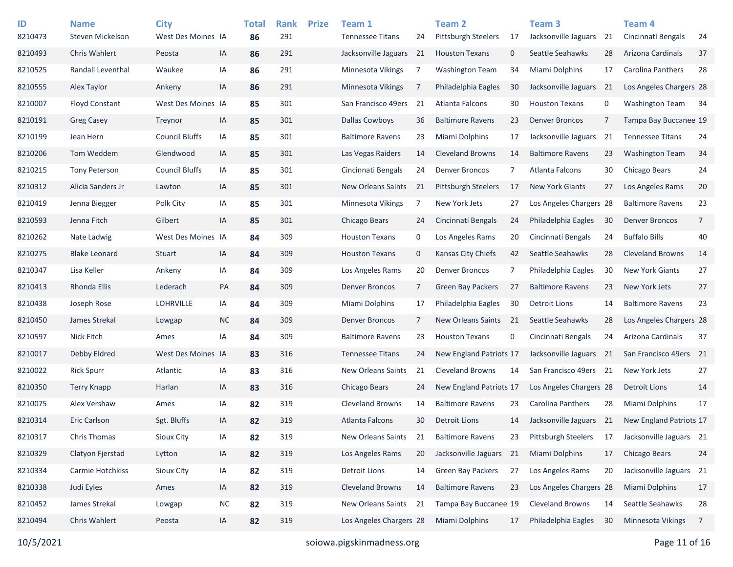| ID | Name | City | | Total | Rank | Prize | Team 1 | | Team 2 | | Team 3 | | Team 4 | |
|---|---|---|---|---|---|---|---|---|---|---|---|---|---|---|
| 8210473 | Steven Mickelson | West Des Moines | IA | **86** | 291 | | Tennessee Titans | 24 | Pittsburgh Steelers | 17 | Jacksonville Jaguars | 21 | Cincinnati Bengals | 24 |
| 8210493 | Chris Wahlert | Peosta | IA | **86** | 291 | | Jacksonville Jaguars | 21 | Houston Texans | 0 | Seattle Seahawks | 28 | Arizona Cardinals | 37 |
| 8210525 | Randall Leventhal | Waukee | IA | **86** | 291 | | Minnesota Vikings | 7 | Washington Team | 34 | Miami Dolphins | 17 | Carolina Panthers | 28 |
| 8210555 | Alex Taylor | Ankeny | IA | **86** | 291 | | Minnesota Vikings | 7 | Philadelphia Eagles | 30 | Jacksonville Jaguars | 21 | Los Angeles Chargers | 28 |
| 8210007 | Floyd Constant | West Des Moines | IA | **85** | 301 | | San Francisco 49ers | 21 | Atlanta Falcons | 30 | Houston Texans | 0 | Washington Team | 34 |
| 8210191 | Greg Casey | Treynor | IA | **85** | 301 | | Dallas Cowboys | 36 | Baltimore Ravens | 23 | Denver Broncos | 7 | Tampa Bay Buccanee | 19 |
| 8210199 | Jean Hern | Council Bluffs | IA | **85** | 301 | | Baltimore Ravens | 23 | Miami Dolphins | 17 | Jacksonville Jaguars | 21 | Tennessee Titans | 24 |
| 8210206 | Tom Weddem | Glendwood | IA | **85** | 301 | | Las Vegas Raiders | 14 | Cleveland Browns | 14 | Baltimore Ravens | 23 | Washington Team | 34 |
| 8210215 | Tony Peterson | Council Bluffs | IA | **85** | 301 | | Cincinnati Bengals | 24 | Denver Broncos | 7 | Atlanta Falcons | 30 | Chicago Bears | 24 |
| 8210312 | Alicia Sanders Jr | Lawton | IA | **85** | 301 | | New Orleans Saints | 21 | Pittsburgh Steelers | 17 | New York Giants | 27 | Los Angeles Rams | 20 |
| 8210419 | Jenna Biegger | Polk City | IA | **85** | 301 | | Minnesota Vikings | 7 | New York Jets | 27 | Los Angeles Chargers | 28 | Baltimore Ravens | 23 |
| 8210593 | Jenna Fitch | Gilbert | IA | **85** | 301 | | Chicago Bears | 24 | Cincinnati Bengals | 24 | Philadelphia Eagles | 30 | Denver Broncos | 7 |
| 8210262 | Nate Ladwig | West Des Moines | IA | **84** | 309 | | Houston Texans | 0 | Los Angeles Rams | 20 | Cincinnati Bengals | 24 | Buffalo Bills | 40 |
| 8210275 | Blake Leonard | Stuart | IA | **84** | 309 | | Houston Texans | 0 | Kansas City Chiefs | 42 | Seattle Seahawks | 28 | Cleveland Browns | 14 |
| 8210347 | Lisa Keller | Ankeny | IA | **84** | 309 | | Los Angeles Rams | 20 | Denver Broncos | 7 | Philadelphia Eagles | 30 | New York Giants | 27 |
| 8210413 | Rhonda Ellis | Lederach | PA | **84** | 309 | | Denver Broncos | 7 | Green Bay Packers | 27 | Baltimore Ravens | 23 | New York Jets | 27 |
| 8210438 | Joseph Rose | LOHRVILLE | IA | **84** | 309 | | Miami Dolphins | 17 | Philadelphia Eagles | 30 | Detroit Lions | 14 | Baltimore Ravens | 23 |
| 8210450 | James Strekal | Lowgap | NC | **84** | 309 | | Denver Broncos | 7 | New Orleans Saints | 21 | Seattle Seahawks | 28 | Los Angeles Chargers | 28 |
| 8210597 | Nick Fitch | Ames | IA | **84** | 309 | | Baltimore Ravens | 23 | Houston Texans | 0 | Cincinnati Bengals | 24 | Arizona Cardinals | 37 |
| 8210017 | Debby Eldred | West Des Moines | IA | **83** | 316 | | Tennessee Titans | 24 | New England Patriots | 17 | Jacksonville Jaguars | 21 | San Francisco 49ers | 21 |
| 8210022 | Rick Spurr | Atlantic | IA | **83** | 316 | | New Orleans Saints | 21 | Cleveland Browns | 14 | San Francisco 49ers | 21 | New York Jets | 27 |
| 8210350 | Terry Knapp | Harlan | IA | **83** | 316 | | Chicago Bears | 24 | New England Patriots | 17 | Los Angeles Chargers | 28 | Detroit Lions | 14 |
| 8210075 | Alex Vershaw | Ames | IA | **82** | 319 | | Cleveland Browns | 14 | Baltimore Ravens | 23 | Carolina Panthers | 28 | Miami Dolphins | 17 |
| 8210314 | Eric Carlson | Sgt. Bluffs | IA | **82** | 319 | | Atlanta Falcons | 30 | Detroit Lions | 14 | Jacksonville Jaguars | 21 | New England Patriots | 17 |
| 8210317 | Chris Thomas | Sioux City | IA | **82** | 319 | | New Orleans Saints | 21 | Baltimore Ravens | 23 | Pittsburgh Steelers | 17 | Jacksonville Jaguars | 21 |
| 8210329 | Clatyon Fjerstad | Lytton | IA | **82** | 319 | | Los Angeles Rams | 20 | Jacksonville Jaguars | 21 | Miami Dolphins | 17 | Chicago Bears | 24 |
| 8210334 | Carmie Hotchkiss | Sioux City | IA | **82** | 319 | | Detroit Lions | 14 | Green Bay Packers | 27 | Los Angeles Rams | 20 | Jacksonville Jaguars | 21 |
| 8210338 | Judi Eyles | Ames | IA | **82** | 319 | | Cleveland Browns | 14 | Baltimore Ravens | 23 | Los Angeles Chargers | 28 | Miami Dolphins | 17 |
| 8210452 | James Strekal | Lowgap | NC | **82** | 319 | | New Orleans Saints | 21 | Tampa Bay Buccanee | 19 | Cleveland Browns | 14 | Seattle Seahawks | 28 |
| 8210494 | Chris Wahlert | Peosta | IA | **82** | 319 | | Los Angeles Chargers | 28 | Miami Dolphins | 17 | Philadelphia Eagles | 30 | Minnesota Vikings | 7 |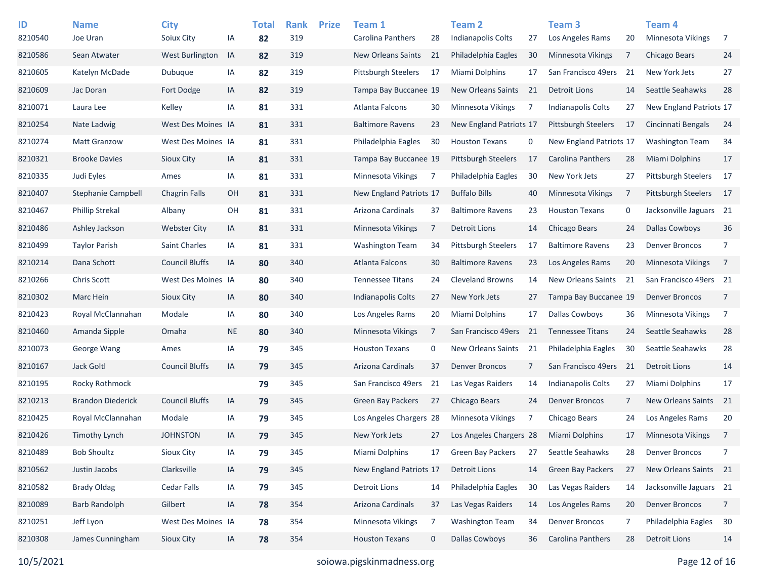| ID | Name | City | | Total | Rank | Prize | Team 1 | | Team 2 | | Team 3 | | Team 4 | |
|---|---|---|---|---|---|---|---|---|---|---|---|---|---|---|
| 8210540 | Joe Uran | Soiux City | IA | **82** | 319 | | Carolina Panthers | 28 | Indianapolis Colts | 27 | Los Angeles Rams | 20 | Minnesota Vikings | 7 |
| 8210586 | Sean Atwater | West Burlington | IA | **82** | 319 | | New Orleans Saints | 21 | Philadelphia Eagles | 30 | Minnesota Vikings | 7 | Chicago Bears | 24 |
| 8210605 | Katelyn McDade | Dubuque | IA | **82** | 319 | | Pittsburgh Steelers | 17 | Miami Dolphins | 17 | San Francisco 49ers | 21 | New York Jets | 27 |
| 8210609 | Jac Doran | Fort Dodge | IA | **82** | 319 | | Tampa Bay Buccanee | 19 | New Orleans Saints | 21 | Detroit Lions | 14 | Seattle Seahawks | 28 |
| 8210071 | Laura Lee | Kelley | IA | **81** | 331 | | Atlanta Falcons | 30 | Minnesota Vikings | 7 | Indianapolis Colts | 27 | New England Patriots | 17 |
| 8210254 | Nate Ladwig | West Des Moines | IA | **81** | 331 | | Baltimore Ravens | 23 | New England Patriots | 17 | Pittsburgh Steelers | 17 | Cincinnati Bengals | 24 |
| 8210274 | Matt Granzow | West Des Moines | IA | **81** | 331 | | Philadelphia Eagles | 30 | Houston Texans | 0 | New England Patriots | 17 | Washington Team | 34 |
| 8210321 | Brooke Davies | Sioux City | IA | **81** | 331 | | Tampa Bay Buccanee | 19 | Pittsburgh Steelers | 17 | Carolina Panthers | 28 | Miami Dolphins | 17 |
| 8210335 | Judi Eyles | Ames | IA | **81** | 331 | | Minnesota Vikings | 7 | Philadelphia Eagles | 30 | New York Jets | 27 | Pittsburgh Steelers | 17 |
| 8210407 | Stephanie Campbell | Chagrin Falls | OH | **81** | 331 | | New England Patriots | 17 | Buffalo Bills | 40 | Minnesota Vikings | 7 | Pittsburgh Steelers | 17 |
| 8210467 | Phillip Strekal | Albany | OH | **81** | 331 | | Arizona Cardinals | 37 | Baltimore Ravens | 23 | Houston Texans | 0 | Jacksonville Jaguars | 21 |
| 8210486 | Ashley Jackson | Webster City | IA | **81** | 331 | | Minnesota Vikings | 7 | Detroit Lions | 14 | Chicago Bears | 24 | Dallas Cowboys | 36 |
| 8210499 | Taylor Parish | Saint Charles | IA | **81** | 331 | | Washington Team | 34 | Pittsburgh Steelers | 17 | Baltimore Ravens | 23 | Denver Broncos | 7 |
| 8210214 | Dana Schott | Council Bluffs | IA | **80** | 340 | | Atlanta Falcons | 30 | Baltimore Ravens | 23 | Los Angeles Rams | 20 | Minnesota Vikings | 7 |
| 8210266 | Chris Scott | West Des Moines | IA | **80** | 340 | | Tennessee Titans | 24 | Cleveland Browns | 14 | New Orleans Saints | 21 | San Francisco 49ers | 21 |
| 8210302 | Marc Hein | Sioux City | IA | **80** | 340 | | Indianapolis Colts | 27 | New York Jets | 27 | Tampa Bay Buccanee | 19 | Denver Broncos | 7 |
| 8210423 | Royal McClannahan | Modale | IA | **80** | 340 | | Los Angeles Rams | 20 | Miami Dolphins | 17 | Dallas Cowboys | 36 | Minnesota Vikings | 7 |
| 8210460 | Amanda Sipple | Omaha | NE | **80** | 340 | | Minnesota Vikings | 7 | San Francisco 49ers | 21 | Tennessee Titans | 24 | Seattle Seahawks | 28 |
| 8210073 | George Wang | Ames | IA | **79** | 345 | | Houston Texans | 0 | New Orleans Saints | 21 | Philadelphia Eagles | 30 | Seattle Seahawks | 28 |
| 8210167 | Jack Goltl | Council Bluffs | IA | **79** | 345 | | Arizona Cardinals | 37 | Denver Broncos | 7 | San Francisco 49ers | 21 | Detroit Lions | 14 |
| 8210195 | Rocky Rothmock | | | **79** | 345 | | San Francisco 49ers | 21 | Las Vegas Raiders | 14 | Indianapolis Colts | 27 | Miami Dolphins | 17 |
| 8210213 | Brandon Diederick | Council Bluffs | IA | **79** | 345 | | Green Bay Packers | 27 | Chicago Bears | 24 | Denver Broncos | 7 | New Orleans Saints | 21 |
| 8210425 | Royal McClannahan | Modale | IA | **79** | 345 | | Los Angeles Chargers | 28 | Minnesota Vikings | 7 | Chicago Bears | 24 | Los Angeles Rams | 20 |
| 8210426 | Timothy Lynch | JOHNSTON | IA | **79** | 345 | | New York Jets | 27 | Los Angeles Chargers | 28 | Miami Dolphins | 17 | Minnesota Vikings | 7 |
| 8210489 | Bob Shoultz | Sioux City | IA | **79** | 345 | | Miami Dolphins | 17 | Green Bay Packers | 27 | Seattle Seahawks | 28 | Denver Broncos | 7 |
| 8210562 | Justin Jacobs | Clarksville | IA | **79** | 345 | | New England Patriots | 17 | Detroit Lions | 14 | Green Bay Packers | 27 | New Orleans Saints | 21 |
| 8210582 | Brady Oldag | Cedar Falls | IA | **79** | 345 | | Detroit Lions | 14 | Philadelphia Eagles | 30 | Las Vegas Raiders | 14 | Jacksonville Jaguars | 21 |
| 8210089 | Barb Randolph | Gilbert | IA | **78** | 354 | | Arizona Cardinals | 37 | Las Vegas Raiders | 14 | Los Angeles Rams | 20 | Denver Broncos | 7 |
| 8210251 | Jeff Lyon | West Des Moines | IA | **78** | 354 | | Minnesota Vikings | 7 | Washington Team | 34 | Denver Broncos | 7 | Philadelphia Eagles | 30 |
| 8210308 | James Cunningham | Sioux City | IA | **78** | 354 | | Houston Texans | 0 | Dallas Cowboys | 36 | Carolina Panthers | 28 | Detroit Lions | 14 |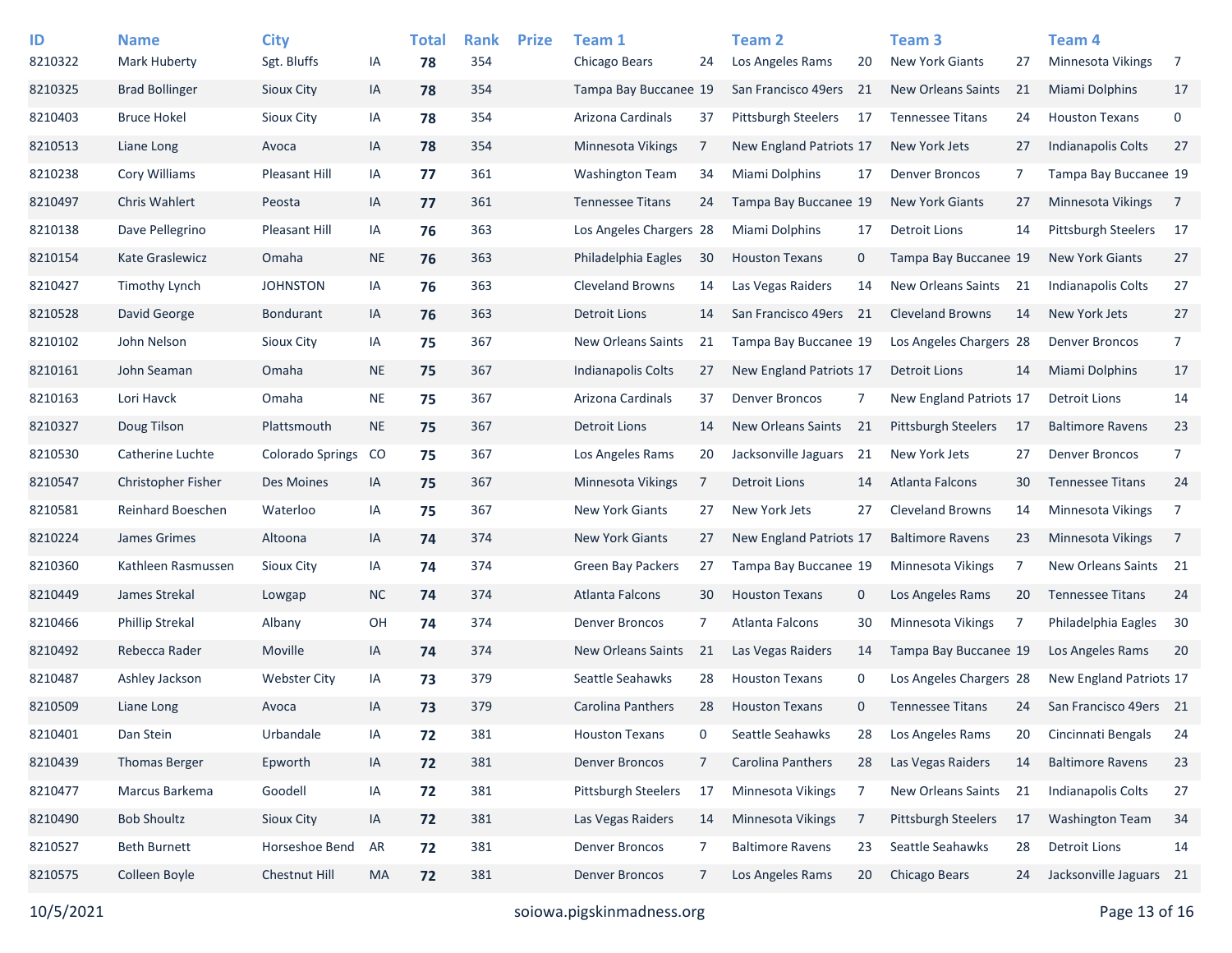| ID | Name | City | | Total | Rank | Prize | Team 1 | | Team 2 | | Team 3 | | Team 4 | |
|---|---|---|---|---|---|---|---|---|---|---|---|---|---|---|
| 8210322 | Mark Huberty | Sgt. Bluffs | IA | **78** | 354 | | Chicago Bears | 24 | Los Angeles Rams | 20 | New York Giants | 27 | Minnesota Vikings | 7 |
| 8210325 | Brad Bollinger | Sioux City | IA | **78** | 354 | | Tampa Bay Buccanee | 19 | San Francisco 49ers | 21 | New Orleans Saints | 21 | Miami Dolphins | 17 |
| 8210403 | Bruce Hokel | Sioux City | IA | **78** | 354 | | Arizona Cardinals | 37 | Pittsburgh Steelers | 17 | Tennessee Titans | 24 | Houston Texans | 0 |
| 8210513 | Liane Long | Avoca | IA | **78** | 354 | | Minnesota Vikings | 7 | New England Patriots | 17 | New York Jets | 27 | Indianapolis Colts | 27 |
| 8210238 | Cory Williams | Pleasant Hill | IA | **77** | 361 | | Washington Team | 34 | Miami Dolphins | 17 | Denver Broncos | 7 | Tampa Bay Buccanee | 19 |
| 8210497 | Chris Wahlert | Peosta | IA | **77** | 361 | | Tennessee Titans | 24 | Tampa Bay Buccanee | 19 | New York Giants | 27 | Minnesota Vikings | 7 |
| 8210138 | Dave Pellegrino | Pleasant Hill | IA | **76** | 363 | | Los Angeles Chargers | 28 | Miami Dolphins | 17 | Detroit Lions | 14 | Pittsburgh Steelers | 17 |
| 8210154 | Kate Graslewicz | Omaha | NE | **76** | 363 | | Philadelphia Eagles | 30 | Houston Texans | 0 | Tampa Bay Buccanee | 19 | New York Giants | 27 |
| 8210427 | Timothy Lynch | JOHNSTON | IA | **76** | 363 | | Cleveland Browns | 14 | Las Vegas Raiders | 14 | New Orleans Saints | 21 | Indianapolis Colts | 27 |
| 8210528 | David George | Bondurant | IA | **76** | 363 | | Detroit Lions | 14 | San Francisco 49ers | 21 | Cleveland Browns | 14 | New York Jets | 27 |
| 8210102 | John Nelson | Sioux City | IA | **75** | 367 | | New Orleans Saints | 21 | Tampa Bay Buccanee | 19 | Los Angeles Chargers | 28 | Denver Broncos | 7 |
| 8210161 | John Seaman | Omaha | NE | **75** | 367 | | Indianapolis Colts | 27 | New England Patriots | 17 | Detroit Lions | 14 | Miami Dolphins | 17 |
| 8210163 | Lori Havck | Omaha | NE | **75** | 367 | | Arizona Cardinals | 37 | Denver Broncos | 7 | New England Patriots | 17 | Detroit Lions | 14 |
| 8210327 | Doug Tilson | Plattsmouth | NE | **75** | 367 | | Detroit Lions | 14 | New Orleans Saints | 21 | Pittsburgh Steelers | 17 | Baltimore Ravens | 23 |
| 8210530 | Catherine Luchte | Colorado Springs | CO | **75** | 367 | | Los Angeles Rams | 20 | Jacksonville Jaguars | 21 | New York Jets | 27 | Denver Broncos | 7 |
| 8210547 | Christopher Fisher | Des Moines | IA | **75** | 367 | | Minnesota Vikings | 7 | Detroit Lions | 14 | Atlanta Falcons | 30 | Tennessee Titans | 24 |
| 8210581 | Reinhard Boeschen | Waterloo | IA | **75** | 367 | | New York Giants | 27 | New York Jets | 27 | Cleveland Browns | 14 | Minnesota Vikings | 7 |
| 8210224 | James Grimes | Altoona | IA | **74** | 374 | | New York Giants | 27 | New England Patriots | 17 | Baltimore Ravens | 23 | Minnesota Vikings | 7 |
| 8210360 | Kathleen Rasmussen | Sioux City | IA | **74** | 374 | | Green Bay Packers | 27 | Tampa Bay Buccanee | 19 | Minnesota Vikings | 7 | New Orleans Saints | 21 |
| 8210449 | James Strekal | Lowgap | NC | **74** | 374 | | Atlanta Falcons | 30 | Houston Texans | 0 | Los Angeles Rams | 20 | Tennessee Titans | 24 |
| 8210466 | Phillip Strekal | Albany | OH | **74** | 374 | | Denver Broncos | 7 | Atlanta Falcons | 30 | Minnesota Vikings | 7 | Philadelphia Eagles | 30 |
| 8210492 | Rebecca Rader | Moville | IA | **74** | 374 | | New Orleans Saints | 21 | Las Vegas Raiders | 14 | Tampa Bay Buccanee | 19 | Los Angeles Rams | 20 |
| 8210487 | Ashley Jackson | Webster City | IA | **73** | 379 | | Seattle Seahawks | 28 | Houston Texans | 0 | Los Angeles Chargers | 28 | New England Patriots | 17 |
| 8210509 | Liane Long | Avoca | IA | **73** | 379 | | Carolina Panthers | 28 | Houston Texans | 0 | Tennessee Titans | 24 | San Francisco 49ers | 21 |
| 8210401 | Dan Stein | Urbandale | IA | **72** | 381 | | Houston Texans | 0 | Seattle Seahawks | 28 | Los Angeles Rams | 20 | Cincinnati Bengals | 24 |
| 8210439 | Thomas Berger | Epworth | IA | **72** | 381 | | Denver Broncos | 7 | Carolina Panthers | 28 | Las Vegas Raiders | 14 | Baltimore Ravens | 23 |
| 8210477 | Marcus Barkema | Goodell | IA | **72** | 381 | | Pittsburgh Steelers | 17 | Minnesota Vikings | 7 | New Orleans Saints | 21 | Indianapolis Colts | 27 |
| 8210490 | Bob Shoultz | Sioux City | IA | **72** | 381 | | Las Vegas Raiders | 14 | Minnesota Vikings | 7 | Pittsburgh Steelers | 17 | Washington Team | 34 |
| 8210527 | Beth Burnett | Horseshoe Bend | AR | **72** | 381 | | Denver Broncos | 7 | Baltimore Ravens | 23 | Seattle Seahawks | 28 | Detroit Lions | 14 |
| 8210575 | Colleen Boyle | Chestnut Hill | MA | **72** | 381 | | Denver Broncos | 7 | Los Angeles Rams | 20 | Chicago Bears | 24 | Jacksonville Jaguars | 21 |

10/5/2021 soiowa.pigskinmadness.org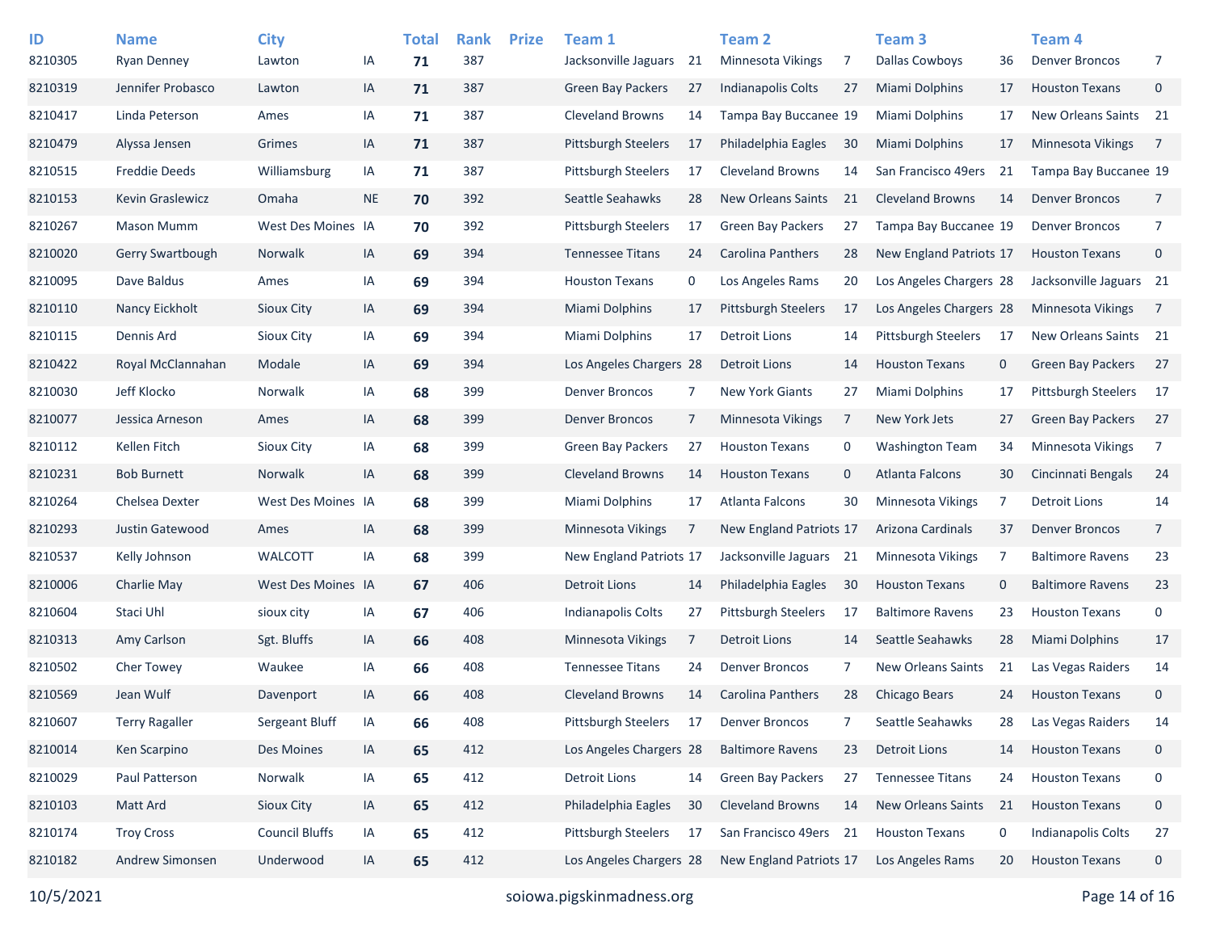| ID | Name | City | | Total | Rank | Prize | Team 1 | | Team 2 | | Team 3 | | Team 4 | |
|---|---|---|---|---|---|---|---|---|---|---|---|---|---|---|
| 8210305 | Ryan Denney | Lawton | IA | **71** | 387 | | Jacksonville Jaguars | 21 | Minnesota Vikings | 7 | Dallas Cowboys | 36 | Denver Broncos | 7 |
| 8210319 | Jennifer Probasco | Lawton | IA | **71** | 387 | | Green Bay Packers | 27 | Indianapolis Colts | 27 | Miami Dolphins | 17 | Houston Texans | 0 |
| 8210417 | Linda Peterson | Ames | IA | **71** | 387 | | Cleveland Browns | 14 | Tampa Bay Buccanee | 19 | Miami Dolphins | 17 | New Orleans Saints | 21 |
| 8210479 | Alyssa Jensen | Grimes | IA | **71** | 387 | | Pittsburgh Steelers | 17 | Philadelphia Eagles | 30 | Miami Dolphins | 17 | Minnesota Vikings | 7 |
| 8210515 | Freddie Deeds | Williamsburg | IA | **71** | 387 | | Pittsburgh Steelers | 17 | Cleveland Browns | 14 | San Francisco 49ers | 21 | Tampa Bay Buccanee | 19 |
| 8210153 | Kevin Graslewicz | Omaha | NE | **70** | 392 | | Seattle Seahawks | 28 | New Orleans Saints | 21 | Cleveland Browns | 14 | Denver Broncos | 7 |
| 8210267 | Mason Mumm | West Des Moines | IA | **70** | 392 | | Pittsburgh Steelers | 17 | Green Bay Packers | 27 | Tampa Bay Buccanee | 19 | Denver Broncos | 7 |
| 8210020 | Gerry Swartbough | Norwalk | IA | **69** | 394 | | Tennessee Titans | 24 | Carolina Panthers | 28 | New England Patriots | 17 | Houston Texans | 0 |
| 8210095 | Dave Baldus | Ames | IA | **69** | 394 | | Houston Texans | 0 | Los Angeles Rams | 20 | Los Angeles Chargers | 28 | Jacksonville Jaguars | 21 |
| 8210110 | Nancy Eickholt | Sioux City | IA | **69** | 394 | | Miami Dolphins | 17 | Pittsburgh Steelers | 17 | Los Angeles Chargers | 28 | Minnesota Vikings | 7 |
| 8210115 | Dennis Ard | Sioux City | IA | **69** | 394 | | Miami Dolphins | 17 | Detroit Lions | 14 | Pittsburgh Steelers | 17 | New Orleans Saints | 21 |
| 8210422 | Royal McClannahan | Modale | IA | **69** | 394 | | Los Angeles Chargers | 28 | Detroit Lions | 14 | Houston Texans | 0 | Green Bay Packers | 27 |
| 8210030 | Jeff Klocko | Norwalk | IA | **68** | 399 | | Denver Broncos | 7 | New York Giants | 27 | Miami Dolphins | 17 | Pittsburgh Steelers | 17 |
| 8210077 | Jessica Arneson | Ames | IA | **68** | 399 | | Denver Broncos | 7 | Minnesota Vikings | 7 | New York Jets | 27 | Green Bay Packers | 27 |
| 8210112 | Kellen Fitch | Sioux City | IA | **68** | 399 | | Green Bay Packers | 27 | Houston Texans | 0 | Washington Team | 34 | Minnesota Vikings | 7 |
| 8210231 | Bob Burnett | Norwalk | IA | **68** | 399 | | Cleveland Browns | 14 | Houston Texans | 0 | Atlanta Falcons | 30 | Cincinnati Bengals | 24 |
| 8210264 | Chelsea Dexter | West Des Moines | IA | **68** | 399 | | Miami Dolphins | 17 | Atlanta Falcons | 30 | Minnesota Vikings | 7 | Detroit Lions | 14 |
| 8210293 | Justin Gatewood | Ames | IA | **68** | 399 | | Minnesota Vikings | 7 | New England Patriots | 17 | Arizona Cardinals | 37 | Denver Broncos | 7 |
| 8210537 | Kelly Johnson | WALCOTT | IA | **68** | 399 | | New England Patriots | 17 | Jacksonville Jaguars | 21 | Minnesota Vikings | 7 | Baltimore Ravens | 23 |
| 8210006 | Charlie May | West Des Moines | IA | **67** | 406 | | Detroit Lions | 14 | Philadelphia Eagles | 30 | Houston Texans | 0 | Baltimore Ravens | 23 |
| 8210604 | Staci Uhl | sioux city | IA | **67** | 406 | | Indianapolis Colts | 27 | Pittsburgh Steelers | 17 | Baltimore Ravens | 23 | Houston Texans | 0 |
| 8210313 | Amy Carlson | Sgt. Bluffs | IA | **66** | 408 | | Minnesota Vikings | 7 | Detroit Lions | 14 | Seattle Seahawks | 28 | Miami Dolphins | 17 |
| 8210502 | Cher Towey | Waukee | IA | **66** | 408 | | Tennessee Titans | 24 | Denver Broncos | 7 | New Orleans Saints | 21 | Las Vegas Raiders | 14 |
| 8210569 | Jean Wulf | Davenport | IA | **66** | 408 | | Cleveland Browns | 14 | Carolina Panthers | 28 | Chicago Bears | 24 | Houston Texans | 0 |
| 8210607 | Terry Ragaller | Sergeant Bluff | IA | **66** | 408 | | Pittsburgh Steelers | 17 | Denver Broncos | 7 | Seattle Seahawks | 28 | Las Vegas Raiders | 14 |
| 8210014 | Ken Scarpino | Des Moines | IA | **65** | 412 | | Los Angeles Chargers | 28 | Baltimore Ravens | 23 | Detroit Lions | 14 | Houston Texans | 0 |
| 8210029 | Paul Patterson | Norwalk | IA | **65** | 412 | | Detroit Lions | 14 | Green Bay Packers | 27 | Tennessee Titans | 24 | Houston Texans | 0 |
| 8210103 | Matt Ard | Sioux City | IA | **65** | 412 | | Philadelphia Eagles | 30 | Cleveland Browns | 14 | New Orleans Saints | 21 | Houston Texans | 0 |
| 8210174 | Troy Cross | Council Bluffs | IA | **65** | 412 | | Pittsburgh Steelers | 17 | San Francisco 49ers | 21 | Houston Texans | 0 | Indianapolis Colts | 27 |
| 8210182 | Andrew Simonsen | Underwood | IA | **65** | 412 | | Los Angeles Chargers | 28 | New England Patriots | 17 | Los Angeles Rams | 20 | Houston Texans | 0 |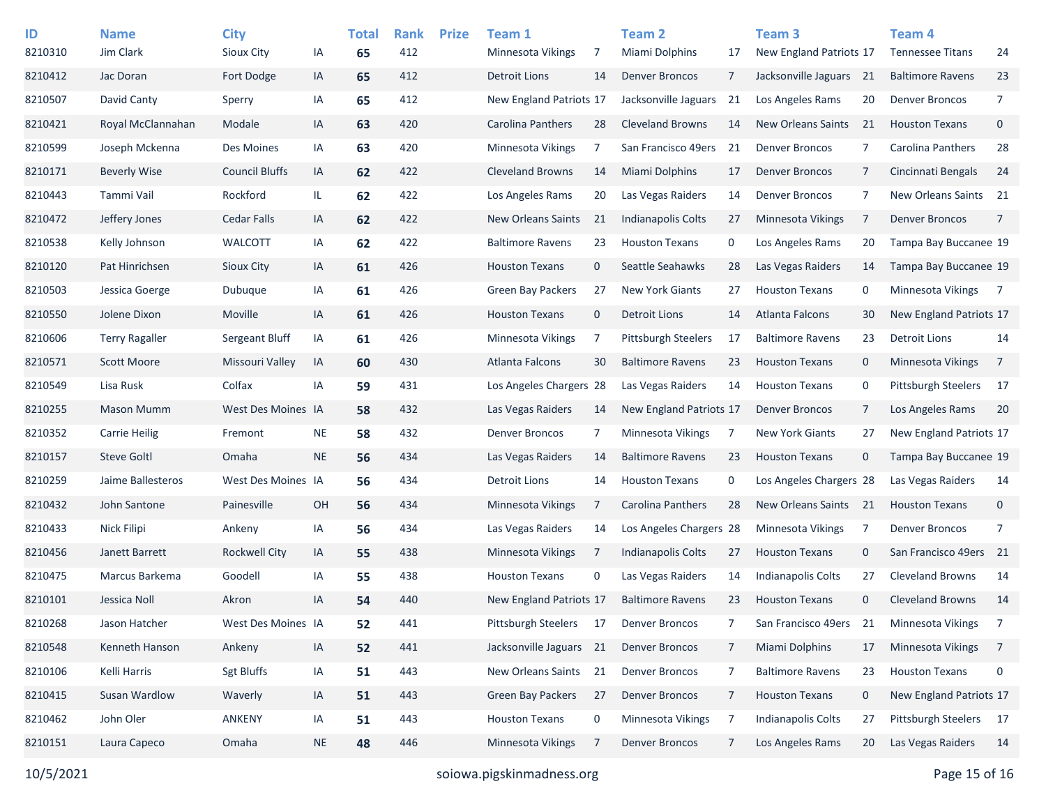| ID | Name | City | | Total | Rank | Prize | Team 1 | | Team 2 | | Team 3 | | Team 4 | |
|---|---|---|---|---|---|---|---|---|---|---|---|---|---|---|
| 8210310 | Jim Clark | Sioux City | IA | **65** | 412 | | Minnesota Vikings | 7 | Miami Dolphins | 17 | New England Patriots | 17 | Tennessee Titans | 24 |
| 8210412 | Jac Doran | Fort Dodge | IA | **65** | 412 | | Detroit Lions | 14 | Denver Broncos | 7 | Jacksonville Jaguars | 21 | Baltimore Ravens | 23 |
| 8210507 | David Canty | Sperry | IA | **65** | 412 | | New England Patriots | 17 | Jacksonville Jaguars | 21 | Los Angeles Rams | 20 | Denver Broncos | 7 |
| 8210421 | Royal McClannahan | Modale | IA | **63** | 420 | | Carolina Panthers | 28 | Cleveland Browns | 14 | New Orleans Saints | 21 | Houston Texans | 0 |
| 8210599 | Joseph Mckenna | Des Moines | IA | **63** | 420 | | Minnesota Vikings | 7 | San Francisco 49ers | 21 | Denver Broncos | 7 | Carolina Panthers | 28 |
| 8210171 | Beverly Wise | Council Bluffs | IA | **62** | 422 | | Cleveland Browns | 14 | Miami Dolphins | 17 | Denver Broncos | 7 | Cincinnati Bengals | 24 |
| 8210443 | Tammi Vail | Rockford | IL | **62** | 422 | | Los Angeles Rams | 20 | Las Vegas Raiders | 14 | Denver Broncos | 7 | New Orleans Saints | 21 |
| 8210472 | Jeffery Jones | Cedar Falls | IA | **62** | 422 | | New Orleans Saints | 21 | Indianapolis Colts | 27 | Minnesota Vikings | 7 | Denver Broncos | 7 |
| 8210538 | Kelly Johnson | WALCOTT | IA | **62** | 422 | | Baltimore Ravens | 23 | Houston Texans | 0 | Los Angeles Rams | 20 | Tampa Bay Buccanee | 19 |
| 8210120 | Pat Hinrichsen | Sioux City | IA | **61** | 426 | | Houston Texans | 0 | Seattle Seahawks | 28 | Las Vegas Raiders | 14 | Tampa Bay Buccanee | 19 |
| 8210503 | Jessica Goerge | Dubuque | IA | **61** | 426 | | Green Bay Packers | 27 | New York Giants | 27 | Houston Texans | 0 | Minnesota Vikings | 7 |
| 8210550 | Jolene Dixon | Moville | IA | **61** | 426 | | Houston Texans | 0 | Detroit Lions | 14 | Atlanta Falcons | 30 | New England Patriots | 17 |
| 8210606 | Terry Ragaller | Sergeant Bluff | IA | **61** | 426 | | Minnesota Vikings | 7 | Pittsburgh Steelers | 17 | Baltimore Ravens | 23 | Detroit Lions | 14 |
| 8210571 | Scott Moore | Missouri Valley | IA | **60** | 430 | | Atlanta Falcons | 30 | Baltimore Ravens | 23 | Houston Texans | 0 | Minnesota Vikings | 7 |
| 8210549 | Lisa Rusk | Colfax | IA | **59** | 431 | | Los Angeles Chargers | 28 | Las Vegas Raiders | 14 | Houston Texans | 0 | Pittsburgh Steelers | 17 |
| 8210255 | Mason Mumm | West Des Moines | IA | **58** | 432 | | Las Vegas Raiders | 14 | New England Patriots | 17 | Denver Broncos | 7 | Los Angeles Rams | 20 |
| 8210352 | Carrie Heilig | Fremont | NE | **58** | 432 | | Denver Broncos | 7 | Minnesota Vikings | 7 | New York Giants | 27 | New England Patriots | 17 |
| 8210157 | Steve Goltl | Omaha | NE | **56** | 434 | | Las Vegas Raiders | 14 | Baltimore Ravens | 23 | Houston Texans | 0 | Tampa Bay Buccanee | 19 |
| 8210259 | Jaime Ballesteros | West Des Moines | IA | **56** | 434 | | Detroit Lions | 14 | Houston Texans | 0 | Los Angeles Chargers | 28 | Las Vegas Raiders | 14 |
| 8210432 | John Santone | Painesville | OH | **56** | 434 | | Minnesota Vikings | 7 | Carolina Panthers | 28 | New Orleans Saints | 21 | Houston Texans | 0 |
| 8210433 | Nick Filipi | Ankeny | IA | **56** | 434 | | Las Vegas Raiders | 14 | Los Angeles Chargers | 28 | Minnesota Vikings | 7 | Denver Broncos | 7 |
| 8210456 | Janett Barrett | Rockwell City | IA | **55** | 438 | | Minnesota Vikings | 7 | Indianapolis Colts | 27 | Houston Texans | 0 | San Francisco 49ers | 21 |
| 8210475 | Marcus Barkema | Goodell | IA | **55** | 438 | | Houston Texans | 0 | Las Vegas Raiders | 14 | Indianapolis Colts | 27 | Cleveland Browns | 14 |
| 8210101 | Jessica Noll | Akron | IA | **54** | 440 | | New England Patriots | 17 | Baltimore Ravens | 23 | Houston Texans | 0 | Cleveland Browns | 14 |
| 8210268 | Jason Hatcher | West Des Moines | IA | **52** | 441 | | Pittsburgh Steelers | 17 | Denver Broncos | 7 | San Francisco 49ers | 21 | Minnesota Vikings | 7 |
| 8210548 | Kenneth Hanson | Ankeny | IA | **52** | 441 | | Jacksonville Jaguars | 21 | Denver Broncos | 7 | Miami Dolphins | 17 | Minnesota Vikings | 7 |
| 8210106 | Kelli Harris | Sgt Bluffs | IA | **51** | 443 | | New Orleans Saints | 21 | Denver Broncos | 7 | Baltimore Ravens | 23 | Houston Texans | 0 |
| 8210415 | Susan Wardlow | Waverly | IA | **51** | 443 | | Green Bay Packers | 27 | Denver Broncos | 7 | Houston Texans | 0 | New England Patriots | 17 |
| 8210462 | John Oler | ANKENY | IA | **51** | 443 | | Houston Texans | 0 | Minnesota Vikings | 7 | Indianapolis Colts | 27 | Pittsburgh Steelers | 17 |
| 8210151 | Laura Capeco | Omaha | NE | **48** | 446 | | Minnesota Vikings | 7 | Denver Broncos | 7 | Los Angeles Rams | 20 | Las Vegas Raiders | 14 |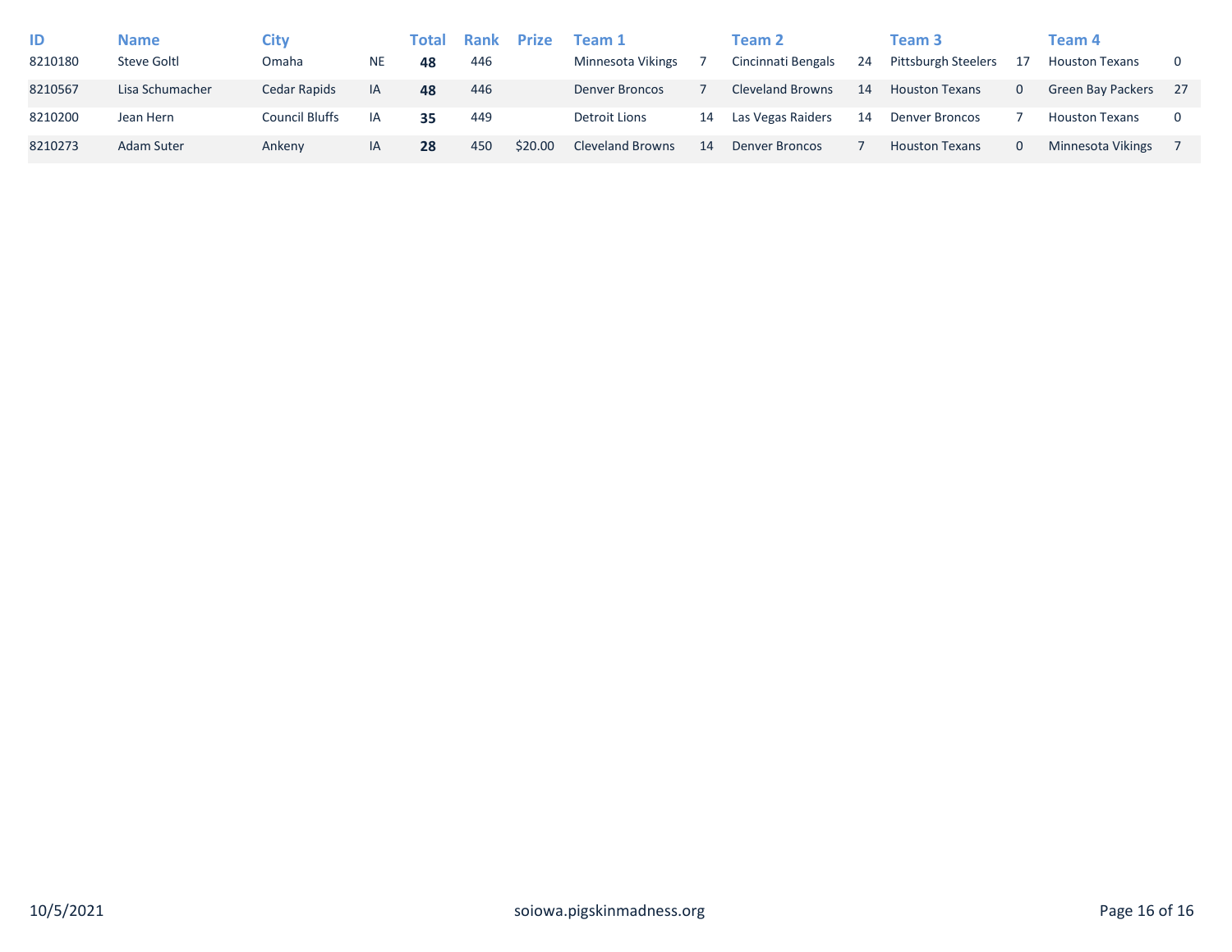| ID | Name | City | | Total | Rank | Prize | Team 1 | | Team 2 | | Team 3 | | Team 4 | |
|---|---|---|---|---|---|---|---|---|---|---|---|---|---|---|
| 8210180 | Steve Goltl | Omaha | NE | **48** | 446 | | Minnesota Vikings | 7 | Cincinnati Bengals | 24 | Pittsburgh Steelers | 17 | Houston Texans | 0 |
| 8210567 | Lisa Schumacher | Cedar Rapids | IA | **48** | 446 | | Denver Broncos | 7 | Cleveland Browns | 14 | Houston Texans | 0 | Green Bay Packers | 27 |
| 8210200 | Jean Hern | Council Bluffs | IA | **35** | 449 | | Detroit Lions | 14 | Las Vegas Raiders | 14 | Denver Broncos | 7 | Houston Texans | 0 |
| 8210273 | Adam Suter | Ankeny | IA | **28** | 450 | $20.00 | Cleveland Browns | 14 | Denver Broncos | 7 | Houston Texans | 0 | Minnesota Vikings | 7 |